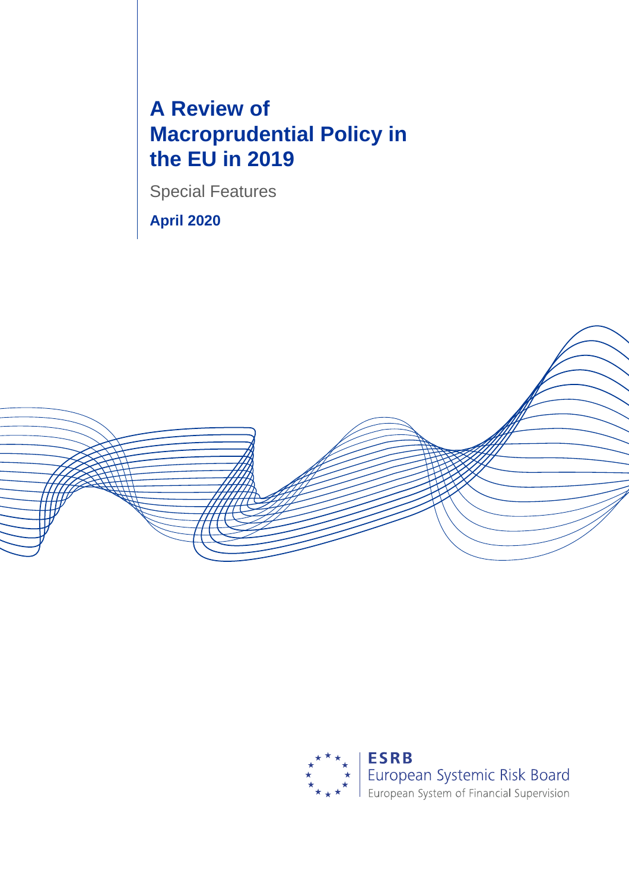# A Review of Macroprudential Policy in the EU in 2019

Special Features

**April 2020**

**ESRB**
European Systemic Risk Board
European System of Financial Supervision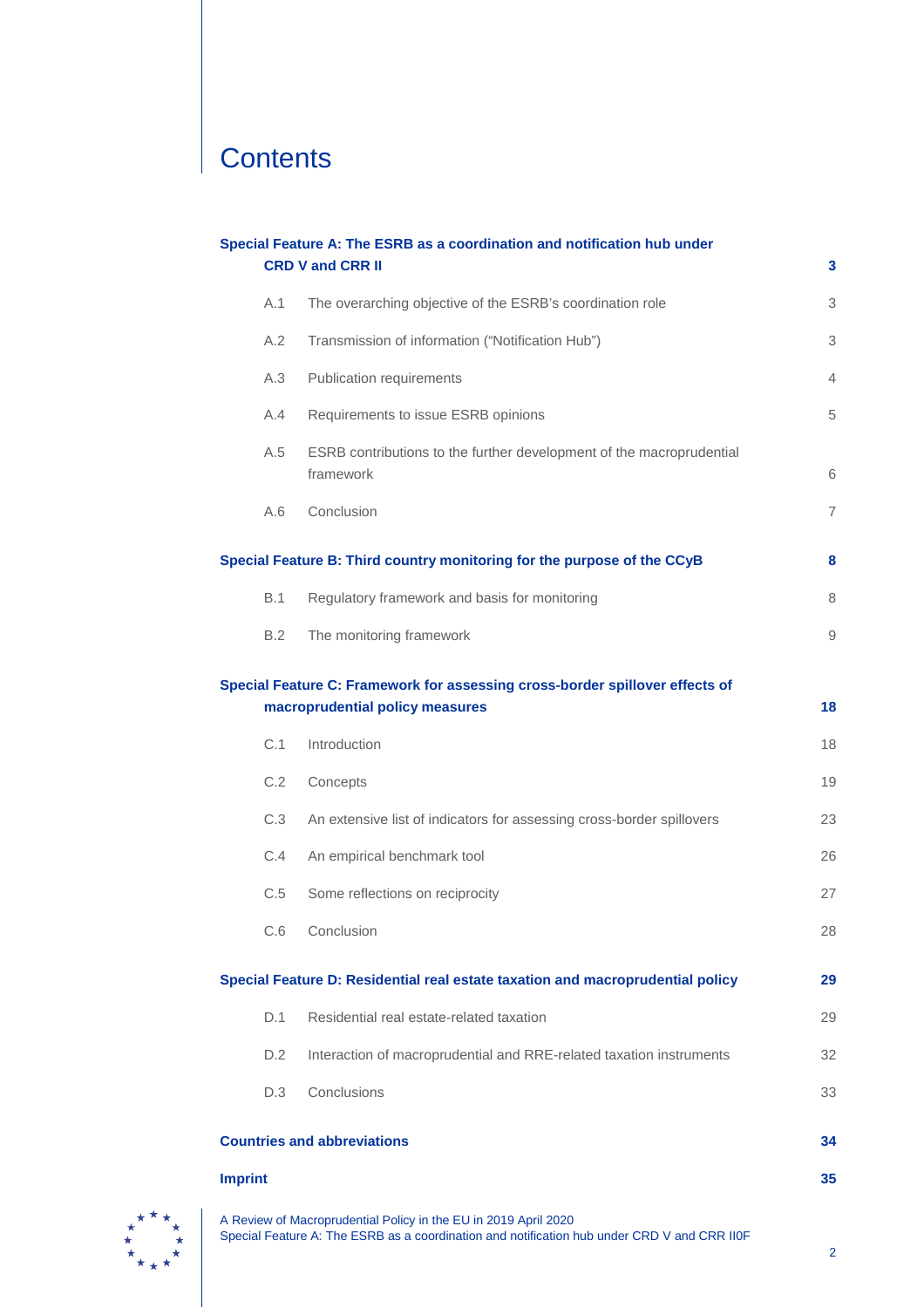# Contents

**Special Feature A: The ESRB as a coordination and notification hub under CRD V and CRR II** **3**

A.1 The overarching objective of the ESRB's coordination role 3

A.2 Transmission of information ("Notification Hub") 3

A.3 Publication requirements 4

A.4 Requirements to issue ESRB opinions 5

A.5 ESRB contributions to the further development of the macroprudential framework 6

A.6 Conclusion 7

**Special Feature B: Third country monitoring for the purpose of the CCyB** **8**

B.1 Regulatory framework and basis for monitoring 8

B.2 The monitoring framework 9

**Special Feature C: Framework for assessing cross-border spillover effects of macroprudential policy measures** **18**

C.1 Introduction 18

C.2 Concepts 19

C.3 An extensive list of indicators for assessing cross-border spillovers 23

C.4 An empirical benchmark tool 26

C.5 Some reflections on reciprocity 27

C.6 Conclusion 28

**Special Feature D: Residential real estate taxation and macroprudential policy** **29**

D.1 Residential real estate-related taxation 29

D.2 Interaction of macroprudential and RRE-related taxation instruments 32

D.3 Conclusions 33

**Countries and abbreviations** **34**

**Imprint** **35**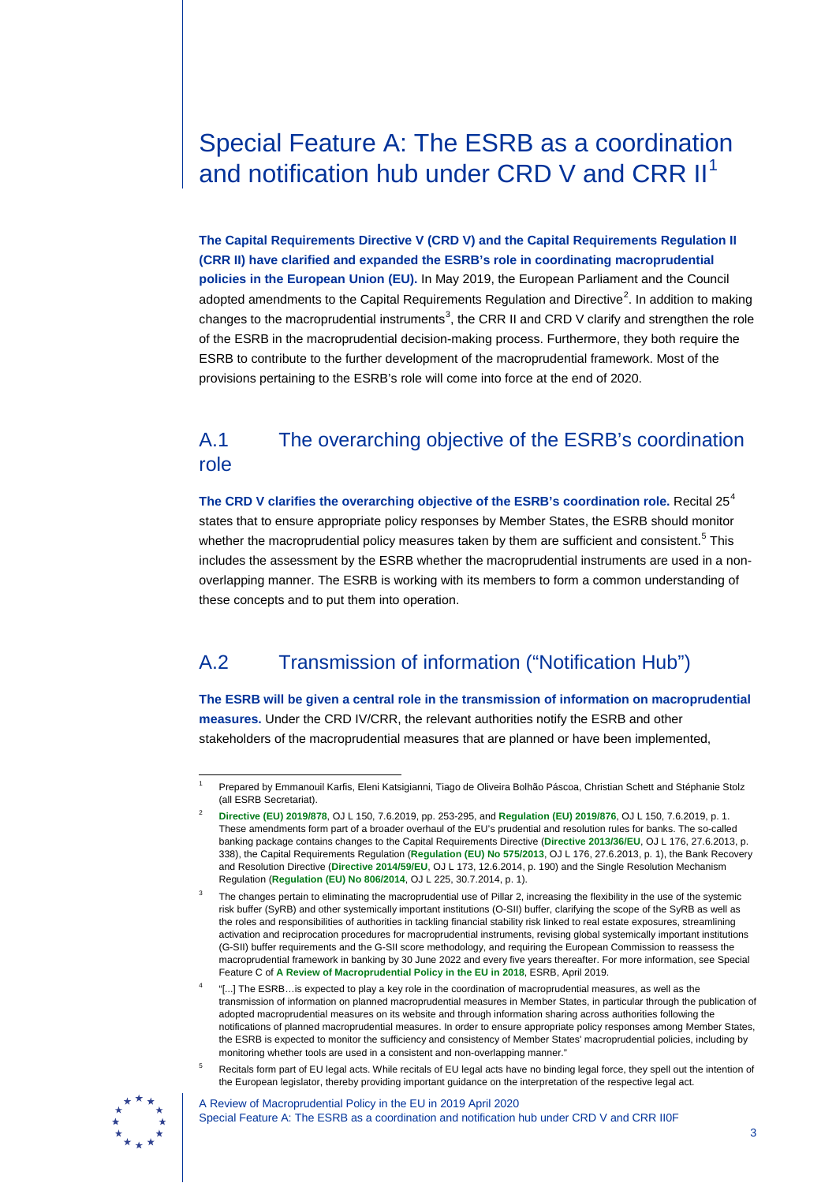# Special Feature A: The ESRB as a coordination and notification hub under CRD V and CRR II[1]

**The Capital Requirements Directive V (CRD V) and the Capital Requirements Regulation II (CRR II) have clarified and expanded the ESRB's role in coordinating macroprudential policies in the European Union (EU).** In May 2019, the European Parliament and the Council adopted amendments to the Capital Requirements Regulation and Directive[2]. In addition to making changes to the macroprudential instruments[3], the CRR II and CRD V clarify and strengthen the role of the ESRB in the macroprudential decision-making process. Furthermore, they both require the ESRB to contribute to the further development of the macroprudential framework. Most of the provisions pertaining to the ESRB's role will come into force at the end of 2020.

## A.1 The overarching objective of the ESRB's coordination role

**The CRD V clarifies the overarching objective of the ESRB's coordination role.** Recital 25[4] states that to ensure appropriate policy responses by Member States, the ESRB should monitor whether the macroprudential policy measures taken by them are sufficient and consistent.[5] This includes the assessment by the ESRB whether the macroprudential instruments are used in a non-overlapping manner. The ESRB is working with its members to form a common understanding of these concepts and to put them into operation.

## A.2 Transmission of information ("Notification Hub")

**The ESRB will be given a central role in the transmission of information on macroprudential measures.** Under the CRD IV/CRR, the relevant authorities notify the ESRB and other stakeholders of the macroprudential measures that are planned or have been implemented,

---

[1] Prepared by Emmanouil Karfis, Eleni Katsigianni, Tiago de Oliveira Bolhão Páscoa, Christian Schett and Stéphanie Stolz (all ESRB Secretariat).

[2] **Directive (EU) 2019/878**, OJ L 150, 7.6.2019, pp. 253-295, and **Regulation (EU) 2019/876**, OJ L 150, 7.6.2019, p. 1. These amendments form part of a broader overhaul of the EU's prudential and resolution rules for banks. The so-called banking package contains changes to the Capital Requirements Directive (**Directive 2013/36/EU**, OJ L 176, 27.6.2013, p. 338), the Capital Requirements Regulation (**Regulation (EU) No 575/2013**, OJ L 176, 27.6.2013, p. 1), the Bank Recovery and Resolution Directive (**Directive 2014/59/EU**, OJ L 173, 12.6.2014, p. 190) and the Single Resolution Mechanism Regulation (**Regulation (EU) No 806/2014**, OJ L 225, 30.7.2014, p. 1).

[3] The changes pertain to eliminating the macroprudential use of Pillar 2, increasing the flexibility in the use of the systemic risk buffer (SyRB) and other systemically important institutions (O-SII) buffer, clarifying the scope of the SyRB as well as the roles and responsibilities of authorities in tackling financial stability risk linked to real estate exposures, streamlining activation and reciprocation procedures for macroprudential instruments, revising global systemically important institutions (G-SII) buffer requirements and the G-SII score methodology, and requiring the European Commission to reassess the macroprudential framework in banking by 30 June 2022 and every five years thereafter. For more information, see Special Feature C of **A Review of Macroprudential Policy in the EU in 2018**, ESRB, April 2019.

[4] "[...] The ESRB…is expected to play a key role in the coordination of macroprudential measures, as well as the transmission of information on planned macroprudential measures in Member States, in particular through the publication of adopted macroprudential measures on its website and through information sharing across authorities following the notifications of planned macroprudential measures. In order to ensure appropriate policy responses among Member States, the ESRB is expected to monitor the sufficiency and consistency of Member States' macroprudential policies, including by monitoring whether tools are used in a consistent and non-overlapping manner."

[5] Recitals form part of EU legal acts. While recitals of EU legal acts have no binding legal force, they spell out the intention of the European legislator, thereby providing important guidance on the interpretation of the respective legal act.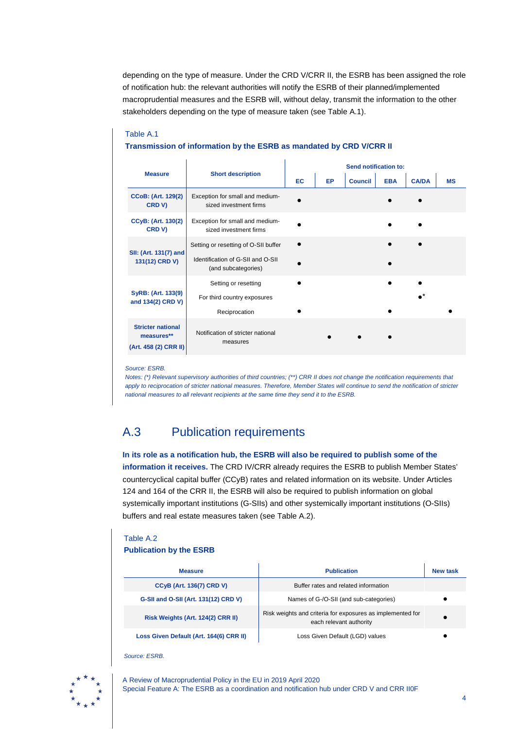depending on the type of measure. Under the CRD V/CRR II, the ESRB has been assigned the role of notification hub: the relevant authorities will notify the ESRB of their planned/implemented macroprudential measures and the ESRB will, without delay, transmit the information to the other stakeholders depending on the type of measure taken (see Table A.1).

Table A.1

**Transmission of information by the ESRB as mandated by CRD V/CRR II**

| Measure | Short description | Send notification to: | | | | | |
|---|---|---|---|---|---|---|---|
| | | EC | EP | Council | EBA | CA/DA | MS |
| CCoB: (Art. 129(2) CRD V) | Exception for small and medium-sized investment firms | ● | | | ● | ● | |
| CCyB: (Art. 130(2) CRD V) | Exception for small and medium-sized investment firms | ● | | | ● | ● | |
| SII: (Art. 131(7) and 131(12) CRD V) | Setting or resetting of O-SII buffer | ● | | | ● | ● | |
| | Identification of G-SII and O-SII (and subcategories) | ● | | | ● | | |
| SyRB: (Art. 133(9) and 134(2) CRD V) | Setting or resetting | ● | | | ● | ● | |
| | For third country exposures | | | | | ●* | |
| | Reciprocation | ● | | | ● | | ● |
| Stricter national measures** (Art. 458 (2) CRR II) | Notification of stricter national measures | | ● | ● | ● | | |

*Source: ESRB.*

*Notes: (\*) Relevant supervisory authorities of third countries; (\*\*) CRR II does not change the notification requirements that apply to reciprocation of stricter national measures. Therefore, Member States will continue to send the notification of stricter national measures to all relevant recipients at the same time they send it to the ESRB.*

## A.3 Publication requirements

**In its role as a notification hub, the ESRB will also be required to publish some of the information it receives.** The CRD IV/CRR already requires the ESRB to publish Member States' countercyclical capital buffer (CCyB) rates and related information on its website. Under Articles 124 and 164 of the CRR II, the ESRB will also be required to publish information on global systemically important institutions (G-SIIs) and other systemically important institutions (O-SIIs) buffers and real estate measures taken (see Table A.2).

Table A.2

**Publication by the ESRB**

| Measure | Publication | New task |
|---|---|---|
| CCyB (Art. 136(7) CRD V) | Buffer rates and related information | |
| G-SII and O-SII (Art. 131(12) CRD V) | Names of G-/O-SII (and sub-categories) | ● |
| Risk Weights (Art. 124(2) CRR II) | Risk weights and criteria for exposures as implemented for each relevant authority | ● |
| Loss Given Default (Art. 164(6) CRR II) | Loss Given Default (LGD) values | ● |

*Source: ESRB.*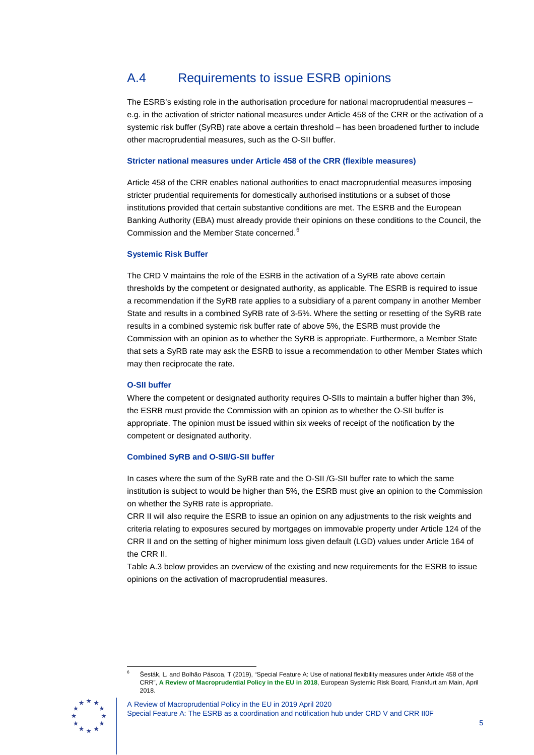## A.4 Requirements to issue ESRB opinions

The ESRB's existing role in the authorisation procedure for national macroprudential measures – e.g. in the activation of stricter national measures under Article 458 of the CRR or the activation of a systemic risk buffer (SyRB) rate above a certain threshold – has been broadened further to include other macroprudential measures, such as the O-SII buffer.

**Stricter national measures under Article 458 of the CRR (flexible measures)**

Article 458 of the CRR enables national authorities to enact macroprudential measures imposing stricter prudential requirements for domestically authorised institutions or a subset of those institutions provided that certain substantive conditions are met. The ESRB and the European Banking Authority (EBA) must already provide their opinions on these conditions to the Council, the Commission and the Member State concerned.[6]

**Systemic Risk Buffer**

The CRD V maintains the role of the ESRB in the activation of a SyRB rate above certain thresholds by the competent or designated authority, as applicable. The ESRB is required to issue a recommendation if the SyRB rate applies to a subsidiary of a parent company in another Member State and results in a combined SyRB rate of 3-5%. Where the setting or resetting of the SyRB rate results in a combined systemic risk buffer rate of above 5%, the ESRB must provide the Commission with an opinion as to whether the SyRB is appropriate. Furthermore, a Member State that sets a SyRB rate may ask the ESRB to issue a recommendation to other Member States which may then reciprocate the rate.

**O-SII buffer**

Where the competent or designated authority requires O-SIIs to maintain a buffer higher than 3%, the ESRB must provide the Commission with an opinion as to whether the O-SII buffer is appropriate. The opinion must be issued within six weeks of receipt of the notification by the competent or designated authority.

**Combined SyRB and O-SII/G-SII buffer**

In cases where the sum of the SyRB rate and the O-SII /G-SII buffer rate to which the same institution is subject to would be higher than 5%, the ESRB must give an opinion to the Commission on whether the SyRB rate is appropriate.

CRR II will also require the ESRB to issue an opinion on any adjustments to the risk weights and criteria relating to exposures secured by mortgages on immovable property under Article 124 of the CRR II and on the setting of higher minimum loss given default (LGD) values under Article 164 of the CRR II.

Table A.3 below provides an overview of the existing and new requirements for the ESRB to issue opinions on the activation of macroprudential measures.

[6] Šesták, L. and Bolhão Páscoa, T (2019), "Special Feature A: Use of national flexibility measures under Article 458 of the CRR", **A Review of Macroprudential Policy in the EU in 2018**, European Systemic Risk Board, Frankfurt am Main, April 2018.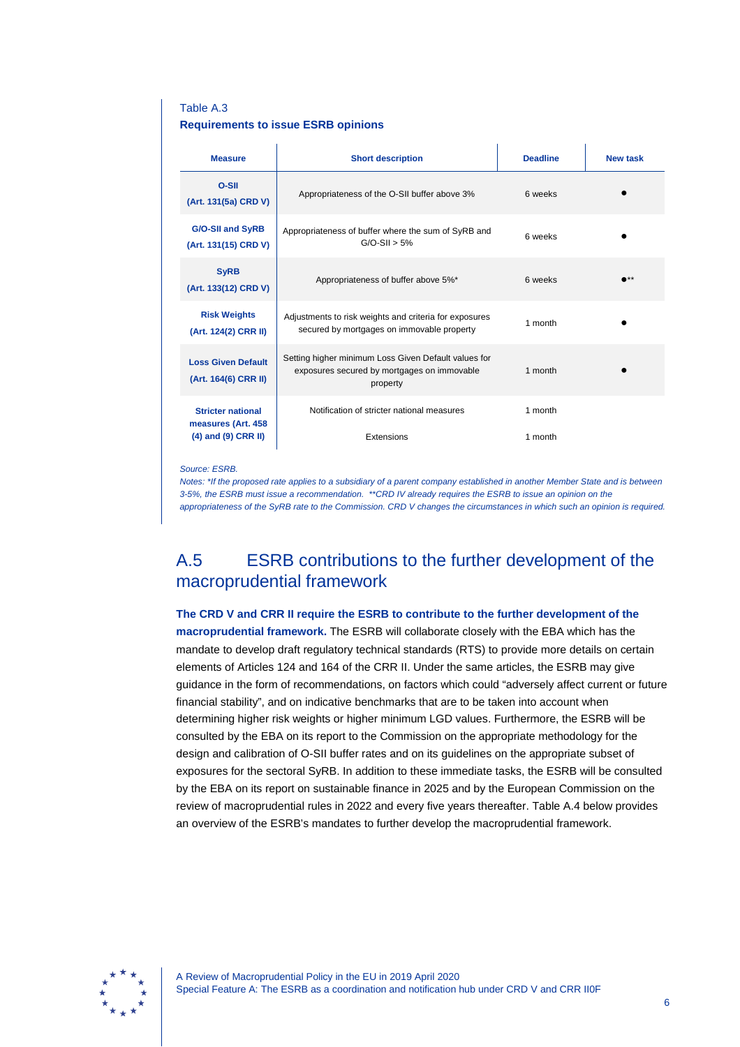Table A.3

**Requirements to issue ESRB opinions**

| Measure | Short description | Deadline | New task |
| --- | --- | --- | --- |
| **O-SII (Art. 131(5a) CRD V)** | Appropriateness of the O-SII buffer above 3% | 6 weeks | ● |
| **G/O-SII and SyRB (Art. 131(15) CRD V)** | Appropriateness of buffer where the sum of SyRB and G/O-SII > 5% | 6 weeks | ● |
| **SyRB (Art. 133(12) CRD V)** | Appropriateness of buffer above 5%* | 6 weeks | ●** |
| **Risk Weights (Art. 124(2) CRR II)** | Adjustments to risk weights and criteria for exposures secured by mortgages on immovable property | 1 month | ● |
| **Loss Given Default (Art. 164(6) CRR II)** | Setting higher minimum Loss Given Default values for exposures secured by mortgages on immovable property | 1 month | ● |
| **Stricter national measures (Art. 458 (4) and (9) CRR II)** | Notification of stricter national measures | 1 month | |
| | Extensions | 1 month | |

*Source: ESRB.*

*Notes: *If the proposed rate applies to a subsidiary of a parent company established in another Member State and is between 3-5%, the ESRB must issue a recommendation. **CRD IV already requires the ESRB to issue an opinion on the appropriateness of the SyRB rate to the Commission. CRD V changes the circumstances in which such an opinion is required.*

## A.5 ESRB contributions to the further development of the macroprudential framework

**The CRD V and CRR II require the ESRB to contribute to the further development of the macroprudential framework.** The ESRB will collaborate closely with the EBA which has the mandate to develop draft regulatory technical standards (RTS) to provide more details on certain elements of Articles 124 and 164 of the CRR II. Under the same articles, the ESRB may give guidance in the form of recommendations, on factors which could “adversely affect current or future financial stability”, and on indicative benchmarks that are to be taken into account when determining higher risk weights or higher minimum LGD values. Furthermore, the ESRB will be consulted by the EBA on its report to the Commission on the appropriate methodology for the design and calibration of O-SII buffer rates and on its guidelines on the appropriate subset of exposures for the sectoral SyRB. In addition to these immediate tasks, the ESRB will be consulted by the EBA on its report on sustainable finance in 2025 and by the European Commission on the review of macroprudential rules in 2022 and every five years thereafter. Table A.4 below provides an overview of the ESRB's mandates to further develop the macroprudential framework.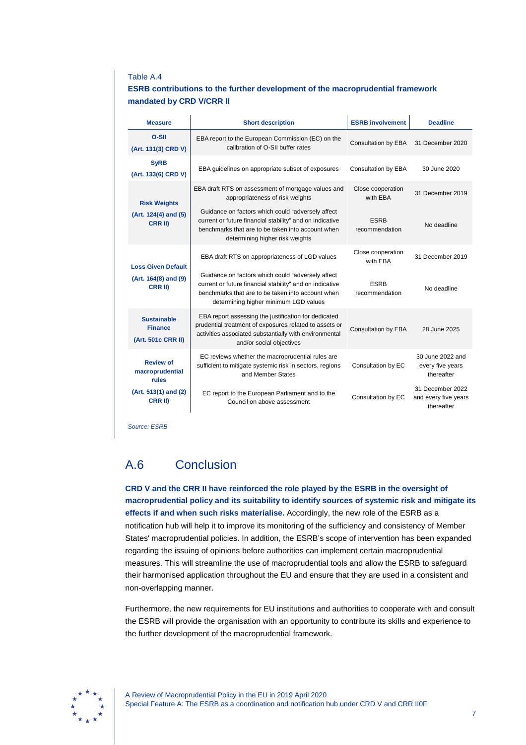Table A.4

**ESRB contributions to the further development of the macroprudential framework mandated by CRD V/CRR II**

| Measure | Short description | ESRB involvement | Deadline |
|---|---|---|---|
| **O-SII (Art. 131(3) CRD V)** | EBA report to the European Commission (EC) on the calibration of O-SII buffer rates | Consultation by EBA | 31 December 2020 |
| **SyRB (Art. 133(6) CRD V)** | EBA guidelines on appropriate subset of exposures | Consultation by EBA | 30 June 2020 |
| **Risk Weights (Art. 124(4) and (5) CRR II)** | EBA draft RTS on assessment of mortgage values and appropriateness of risk weights | Close cooperation with EBA | 31 December 2019 |
| | Guidance on factors which could “adversely affect current or future financial stability” and on indicative benchmarks that are to be taken into account when determining higher risk weights | ESRB recommendation | No deadline |
| **Loss Given Default (Art. 164(8) and (9) CRR II)** | EBA draft RTS on appropriateness of LGD values | Close cooperation with EBA | 31 December 2019 |
| | Guidance on factors which could “adversely affect current or future financial stability” and on indicative benchmarks that are to be taken into account when determining higher minimum LGD values | ESRB recommendation | No deadline |
| **Sustainable Finance (Art. 501c CRR II)** | EBA report assessing the justification for dedicated prudential treatment of exposures related to assets or activities associated substantially with environmental and/or social objectives | Consultation by EBA | 28 June 2025 |
| **Review of macroprudential rules (Art. 513(1) and (2) CRR II)** | EC reviews whether the macroprudential rules are sufficient to mitigate systemic risk in sectors, regions and Member States | Consultation by EC | 30 June 2022 and every five years thereafter |
| | EC report to the European Parliament and to the Council on above assessment | Consultation by EC | 31 December 2022 and every five years thereafter |

*Source: ESRB*

## A.6 Conclusion

**CRD V and the CRR II have reinforced the role played by the ESRB in the oversight of macroprudential policy and its suitability to identify sources of systemic risk and mitigate its effects if and when such risks materialise.** Accordingly, the new role of the ESRB as a notification hub will help it to improve its monitoring of the sufficiency and consistency of Member States' macroprudential policies. In addition, the ESRB's scope of intervention has been expanded regarding the issuing of opinions before authorities can implement certain macroprudential measures. This will streamline the use of macroprudential tools and allow the ESRB to safeguard their harmonised application throughout the EU and ensure that they are used in a consistent and non-overlapping manner.

Furthermore, the new requirements for EU institutions and authorities to cooperate with and consult the ESRB will provide the organisation with an opportunity to contribute its skills and experience to the further development of the macroprudential framework.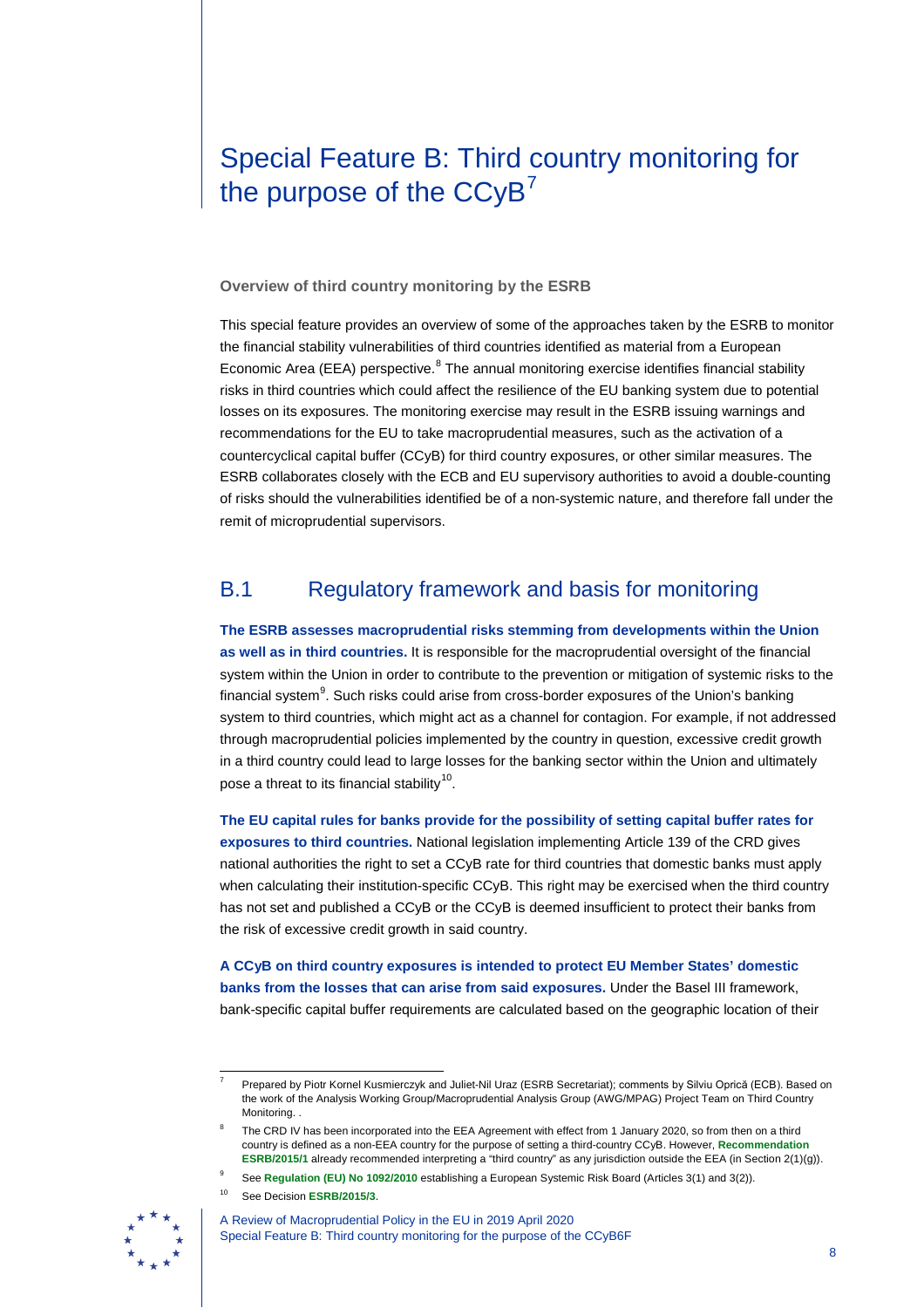# Special Feature B: Third country monitoring for the purpose of the CCyB[7]

**Overview of third country monitoring by the ESRB**

This special feature provides an overview of some of the approaches taken by the ESRB to monitor the financial stability vulnerabilities of third countries identified as material from a European Economic Area (EEA) perspective.[8] The annual monitoring exercise identifies financial stability risks in third countries which could affect the resilience of the EU banking system due to potential losses on its exposures. The monitoring exercise may result in the ESRB issuing warnings and recommendations for the EU to take macroprudential measures, such as the activation of a countercyclical capital buffer (CCyB) for third country exposures, or other similar measures. The ESRB collaborates closely with the ECB and EU supervisory authorities to avoid a double-counting of risks should the vulnerabilities identified be of a non-systemic nature, and therefore fall under the remit of microprudential supervisors.

## B.1 Regulatory framework and basis for monitoring

**The ESRB assesses macroprudential risks stemming from developments within the Union as well as in third countries.** It is responsible for the macroprudential oversight of the financial system within the Union in order to contribute to the prevention or mitigation of systemic risks to the financial system[9]. Such risks could arise from cross-border exposures of the Union's banking system to third countries, which might act as a channel for contagion. For example, if not addressed through macroprudential policies implemented by the country in question, excessive credit growth in a third country could lead to large losses for the banking sector within the Union and ultimately pose a threat to its financial stability[10].

**The EU capital rules for banks provide for the possibility of setting capital buffer rates for exposures to third countries.** National legislation implementing Article 139 of the CRD gives national authorities the right to set a CCyB rate for third countries that domestic banks must apply when calculating their institution-specific CCyB. This right may be exercised when the third country has not set and published a CCyB or the CCyB is deemed insufficient to protect their banks from the risk of excessive credit growth in said country.

**A CCyB on third country exposures is intended to protect EU Member States' domestic banks from the losses that can arise from said exposures.** Under the Basel III framework, bank-specific capital buffer requirements are calculated based on the geographic location of their

---

[7] Prepared by Piotr Kornel Kusmierczyk and Juliet-Nil Uraz (ESRB Secretariat); comments by Silviu Oprică (ECB). Based on the work of the Analysis Working Group/Macroprudential Analysis Group (AWG/MPAG) Project Team on Third Country Monitoring. .

[8] The CRD IV has been incorporated into the EEA Agreement with effect from 1 January 2020, so from then on a third country is defined as a non-EEA country for the purpose of setting a third-country CCyB. However, **Recommendation ESRB/2015/1** already recommended interpreting a "third country" as any jurisdiction outside the EEA (in Section 2(1)(g)).

[9] See **Regulation (EU) No 1092/2010** establishing a European Systemic Risk Board (Articles 3(1) and 3(2)).

[10] See Decision **ESRB/2015/3**.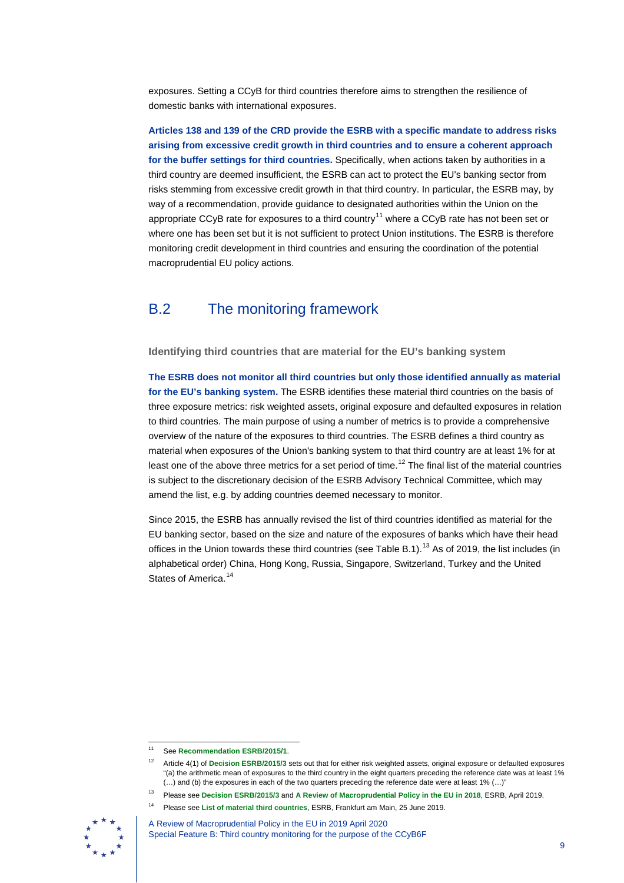exposures. Setting a CCyB for third countries therefore aims to strengthen the resilience of domestic banks with international exposures.

**Articles 138 and 139 of the CRD provide the ESRB with a specific mandate to address risks arising from excessive credit growth in third countries and to ensure a coherent approach for the buffer settings for third countries.** Specifically, when actions taken by authorities in a third country are deemed insufficient, the ESRB can act to protect the EU's banking sector from risks stemming from excessive credit growth in that third country. In particular, the ESRB may, by way of a recommendation, provide guidance to designated authorities within the Union on the appropriate CCyB rate for exposures to a third country[11] where a CCyB rate has not been set or where one has been set but it is not sufficient to protect Union institutions. The ESRB is therefore monitoring credit development in third countries and ensuring the coordination of the potential macroprudential EU policy actions.

## B.2 The monitoring framework

### Identifying third countries that are material for the EU's banking system

**The ESRB does not monitor all third countries but only those identified annually as material for the EU's banking system.** The ESRB identifies these material third countries on the basis of three exposure metrics: risk weighted assets, original exposure and defaulted exposures in relation to third countries. The main purpose of using a number of metrics is to provide a comprehensive overview of the nature of the exposures to third countries. The ESRB defines a third country as material when exposures of the Union's banking system to that third country are at least 1% for at least one of the above three metrics for a set period of time.[12] The final list of the material countries is subject to the discretionary decision of the ESRB Advisory Technical Committee, which may amend the list, e.g. by adding countries deemed necessary to monitor.

Since 2015, the ESRB has annually revised the list of third countries identified as material for the EU banking sector, based on the size and nature of the exposures of banks which have their head offices in the Union towards these third countries (see Table B.1).[13] As of 2019, the list includes (in alphabetical order) China, Hong Kong, Russia, Singapore, Switzerland, Turkey and the United States of America.[14]

---

[11] See **Recommendation ESRB/2015/1**.

[12] Article 4(1) of **Decision ESRB/2015/3** sets out that for either risk weighted assets, original exposure or defaulted exposures "(a) the arithmetic mean of exposures to the third country in the eight quarters preceding the reference date was at least 1% (…) and (b) the exposures in each of the two quarters preceding the reference date were at least 1% (…)"

[13] Please see **Decision ESRB/2015/3** and **A Review of Macroprudential Policy in the EU in 2018**, ESRB, April 2019.

[14] Please see **List of material third countries**, ESRB, Frankfurt am Main, 25 June 2019.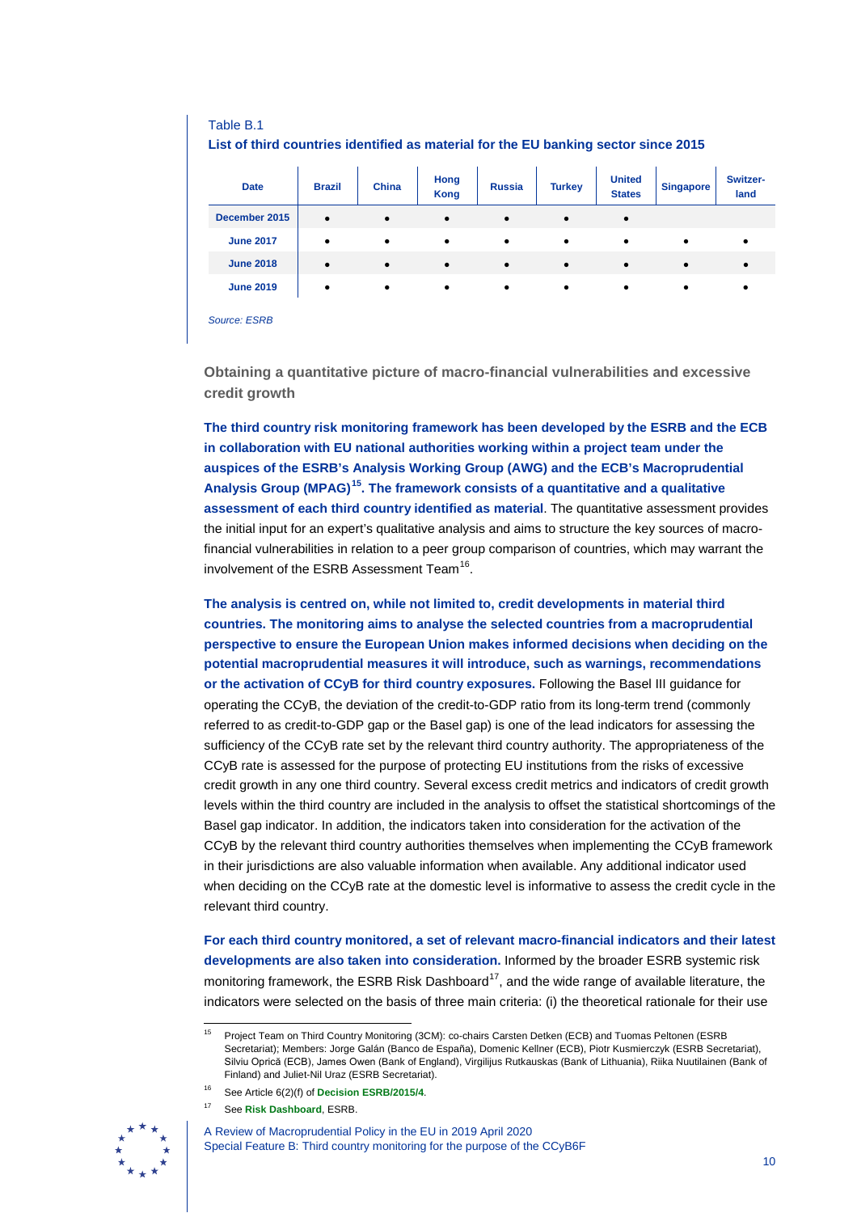Table B.1

**List of third countries identified as material for the EU banking sector since 2015**

| Date | Brazil | China | Hong Kong | Russia | Turkey | United States | Singapore | Switzer-land |
|---|---|---|---|---|---|---|---|---|
| December 2015 | • | • | • | • | • | • | | |
| June 2017 | • | • | • | • | • | • | • | • |
| June 2018 | • | • | • | • | • | • | • | • |
| June 2019 | • | • | • | • | • | • | • | • |

*Source: ESRB*

### Obtaining a quantitative picture of macro-financial vulnerabilities and excessive credit growth

**The third country risk monitoring framework has been developed by the ESRB and the ECB in collaboration with EU national authorities working within a project team under the auspices of the ESRB's Analysis Working Group (AWG) and the ECB's Macroprudential Analysis Group (MPAG)[15]. The framework consists of a quantitative and a qualitative assessment of each third country identified as material**. The quantitative assessment provides the initial input for an expert's qualitative analysis and aims to structure the key sources of macro-financial vulnerabilities in relation to a peer group comparison of countries, which may warrant the involvement of the ESRB Assessment Team[16].

**The analysis is centred on, while not limited to, credit developments in material third countries. The monitoring aims to analyse the selected countries from a macroprudential perspective to ensure the European Union makes informed decisions when deciding on the potential macroprudential measures it will introduce, such as warnings, recommendations or the activation of CCyB for third country exposures.** Following the Basel III guidance for operating the CCyB, the deviation of the credit-to-GDP ratio from its long-term trend (commonly referred to as credit-to-GDP gap or the Basel gap) is one of the lead indicators for assessing the sufficiency of the CCyB rate set by the relevant third country authority. The appropriateness of the CCyB rate is assessed for the purpose of protecting EU institutions from the risks of excessive credit growth in any one third country. Several excess credit metrics and indicators of credit growth levels within the third country are included in the analysis to offset the statistical shortcomings of the Basel gap indicator. In addition, the indicators taken into consideration for the activation of the CCyB by the relevant third country authorities themselves when implementing the CCyB framework in their jurisdictions are also valuable information when available. Any additional indicator used when deciding on the CCyB rate at the domestic level is informative to assess the credit cycle in the relevant third country.

**For each third country monitored, a set of relevant macro-financial indicators and their latest developments are also taken into consideration.** Informed by the broader ESRB systemic risk monitoring framework, the ESRB Risk Dashboard[17], and the wide range of available literature, the indicators were selected on the basis of three main criteria: (i) the theoretical rationale for their use

---

[15] Project Team on Third Country Monitoring (3CM): co-chairs Carsten Detken (ECB) and Tuomas Peltonen (ESRB Secretariat); Members: Jorge Galán (Banco de España), Domenic Kellner (ECB), Piotr Kusmierczyk (ESRB Secretariat), Silviu Oprică (ECB), James Owen (Bank of England), Virgilijus Rutkauskas (Bank of Lithuania), Riika Nuutilainen (Bank of Finland) and Juliet-Nil Uraz (ESRB Secretariat).

[16] See Article 6(2)(f) of **Decision ESRB/2015/4**.

[17] See **Risk Dashboard**, ESRB.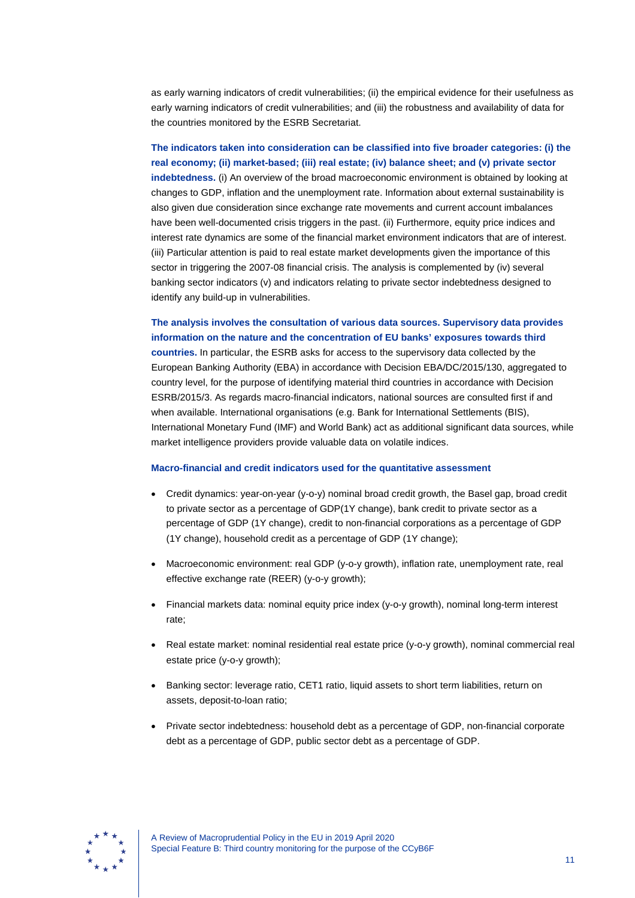as early warning indicators of credit vulnerabilities; (ii) the empirical evidence for their usefulness as early warning indicators of credit vulnerabilities; and (iii) the robustness and availability of data for the countries monitored by the ESRB Secretariat.

**The indicators taken into consideration can be classified into five broader categories: (i) the real economy; (ii) market-based; (iii) real estate; (iv) balance sheet; and (v) private sector indebtedness.** (i) An overview of the broad macroeconomic environment is obtained by looking at changes to GDP, inflation and the unemployment rate. Information about external sustainability is also given due consideration since exchange rate movements and current account imbalances have been well-documented crisis triggers in the past. (ii) Furthermore, equity price indices and interest rate dynamics are some of the financial market environment indicators that are of interest. (iii) Particular attention is paid to real estate market developments given the importance of this sector in triggering the 2007-08 financial crisis. The analysis is complemented by (iv) several banking sector indicators (v) and indicators relating to private sector indebtedness designed to identify any build-up in vulnerabilities.

**The analysis involves the consultation of various data sources. Supervisory data provides information on the nature and the concentration of EU banks' exposures towards third countries.** In particular, the ESRB asks for access to the supervisory data collected by the European Banking Authority (EBA) in accordance with Decision EBA/DC/2015/130, aggregated to country level, for the purpose of identifying material third countries in accordance with Decision ESRB/2015/3. As regards macro-financial indicators, national sources are consulted first if and when available. International organisations (e.g. Bank for International Settlements (BIS), International Monetary Fund (IMF) and World Bank) act as additional significant data sources, while market intelligence providers provide valuable data on volatile indices.

**Macro-financial and credit indicators used for the quantitative assessment**

- Credit dynamics: year-on-year (y-o-y) nominal broad credit growth, the Basel gap, broad credit to private sector as a percentage of GDP(1Y change), bank credit to private sector as a percentage of GDP (1Y change), credit to non-financial corporations as a percentage of GDP (1Y change), household credit as a percentage of GDP (1Y change);
- Macroeconomic environment: real GDP (y-o-y growth), inflation rate, unemployment rate, real effective exchange rate (REER) (y-o-y growth);
- Financial markets data: nominal equity price index (y-o-y growth), nominal long-term interest rate;
- Real estate market: nominal residential real estate price (y-o-y growth), nominal commercial real estate price (y-o-y growth);
- Banking sector: leverage ratio, CET1 ratio, liquid assets to short term liabilities, return on assets, deposit-to-loan ratio;
- Private sector indebtedness: household debt as a percentage of GDP, non-financial corporate debt as a percentage of GDP, public sector debt as a percentage of GDP.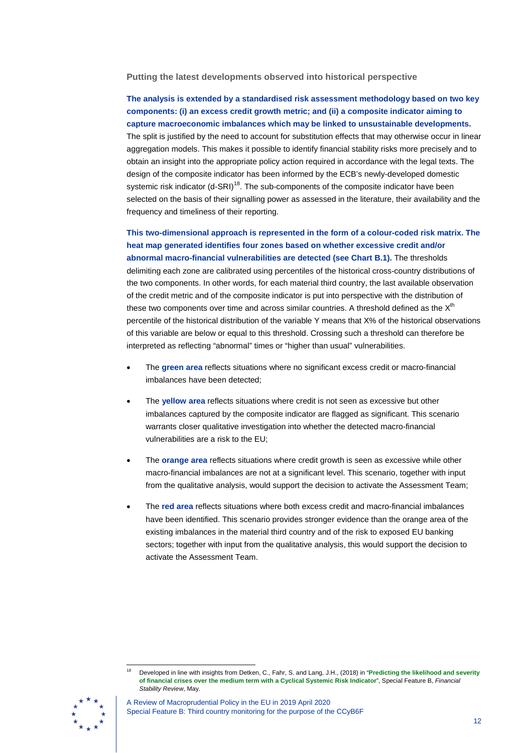### Putting the latest developments observed into historical perspective

**The analysis is extended by a standardised risk assessment methodology based on two key components: (i) an excess credit growth metric; and (ii) a composite indicator aiming to capture macroeconomic imbalances which may be linked to unsustainable developments.** The split is justified by the need to account for substitution effects that may otherwise occur in linear aggregation models. This makes it possible to identify financial stability risks more precisely and to obtain an insight into the appropriate policy action required in accordance with the legal texts. The design of the composite indicator has been informed by the ECB's newly-developed domestic systemic risk indicator (d-SRI)[18]. The sub-components of the composite indicator have been selected on the basis of their signalling power as assessed in the literature, their availability and the frequency and timeliness of their reporting.

**This two-dimensional approach is represented in the form of a colour-coded risk matrix. The heat map generated identifies four zones based on whether excessive credit and/or abnormal macro-financial vulnerabilities are detected (see Chart B.1).** The thresholds delimiting each zone are calibrated using percentiles of the historical cross-country distributions of the two components. In other words, for each material third country, the last available observation of the credit metric and of the composite indicator is put into perspective with the distribution of these two components over time and across similar countries. A threshold defined as the $X^{th}$ percentile of the historical distribution of the variable Y means that X% of the historical observations of this variable are below or equal to this threshold. Crossing such a threshold can therefore be interpreted as reflecting "abnormal" times or "higher than usual" vulnerabilities.

- The **green area** reflects situations where no significant excess credit or macro-financial imbalances have been detected;
- The **yellow area** reflects situations where credit is not seen as excessive but other imbalances captured by the composite indicator are flagged as significant. This scenario warrants closer qualitative investigation into whether the detected macro-financial vulnerabilities are a risk to the EU;
- The **orange area** reflects situations where credit growth is seen as excessive while other macro-financial imbalances are not at a significant level. This scenario, together with input from the qualitative analysis, would support the decision to activate the Assessment Team;
- The **red area** reflects situations where both excess credit and macro-financial imbalances have been identified. This scenario provides stronger evidence than the orange area of the existing imbalances in the material third country and of the risk to exposed EU banking sectors; together with input from the qualitative analysis, this would support the decision to activate the Assessment Team.

[18] Developed in line with insights from Detken, C., Fahr, S. and Lang, J.H., (2018) in "**Predicting the likelihood and severity of financial crises over the medium term with a Cyclical Systemic Risk Indicator**", Special Feature B, *Financial Stability Review*, May.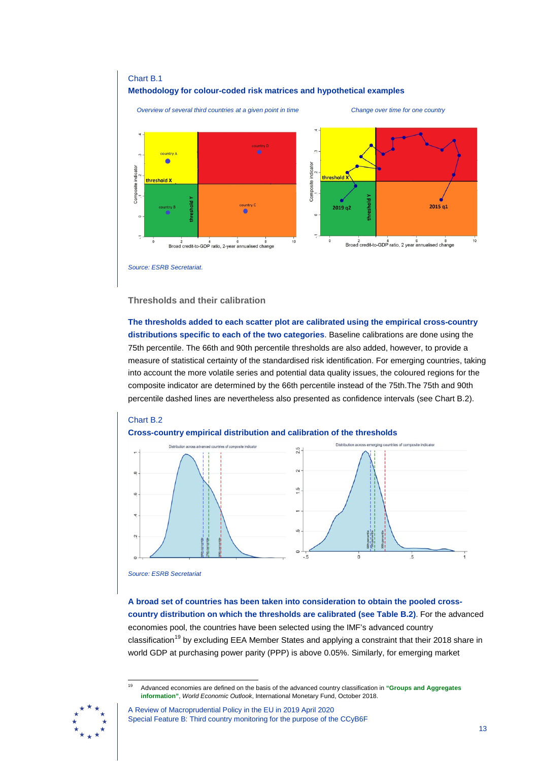Chart B.1

**Methodology for colour-coded risk matrices and hypothetical examples**

*Overview of several third countries at a given point in time*

*Change over time for one country*

*Source: ESRB Secretariat.*

### Thresholds and their calibration

**The thresholds added to each scatter plot are calibrated using the empirical cross-country distributions specific to each of the two categories**. Baseline calibrations are done using the 75th percentile. The 66th and 90th percentile thresholds are also added, however, to provide a measure of statistical certainty of the standardised risk identification. For emerging countries, taking into account the more volatile series and potential data quality issues, the coloured regions for the composite indicator are determined by the 66th percentile instead of the 75th.The 75th and 90th percentile dashed lines are nevertheless also presented as confidence intervals (see Chart B.2).

Chart B.2

**Cross-country empirical distribution and calibration of the thresholds**

*Source: ESRB Secretariat*

**A broad set of countries has been taken into consideration to obtain the pooled cross-country distribution on which the thresholds are calibrated (see Table B.2)**. For the advanced economies pool, the countries have been selected using the IMF's advanced country classification[19] by excluding EEA Member States and applying a constraint that their 2018 share in world GDP at purchasing power parity (PPP) is above 0.05%. Similarly, for emerging market

[19] Advanced economies are defined on the basis of the advanced country classification in **"Groups and Aggregates information"**, *World Economic Outlook*, International Monetary Fund, October 2018.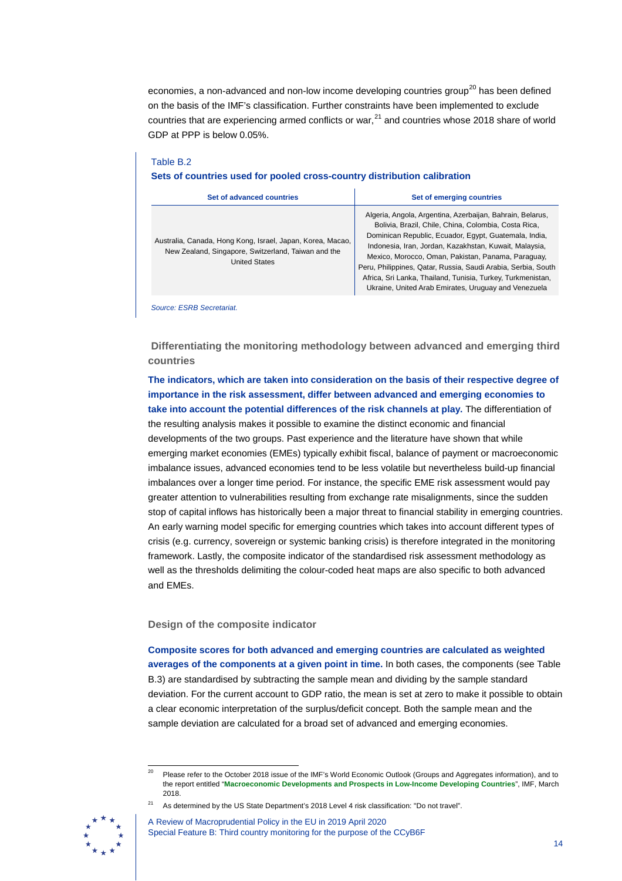economies, a non-advanced and non-low income developing countries group[20] has been defined on the basis of the IMF's classification. Further constraints have been implemented to exclude countries that are experiencing armed conflicts or war,[21] and countries whose 2018 share of world GDP at PPP is below 0.05%.

Table B.2

**Sets of countries used for pooled cross-country distribution calibration**

| Set of advanced countries | Set of emerging countries |
|---|---|
| Australia, Canada, Hong Kong, Israel, Japan, Korea, Macao, New Zealand, Singapore, Switzerland, Taiwan and the United States | Algeria, Angola, Argentina, Azerbaijan, Bahrain, Belarus, Bolivia, Brazil, Chile, China, Colombia, Costa Rica, Dominican Republic, Ecuador, Egypt, Guatemala, India, Indonesia, Iran, Jordan, Kazakhstan, Kuwait, Malaysia, Mexico, Morocco, Oman, Pakistan, Panama, Paraguay, Peru, Philippines, Qatar, Russia, Saudi Arabia, Serbia, South Africa, Sri Lanka, Thailand, Tunisia, Turkey, Turkmenistan, Ukraine, United Arab Emirates, Uruguay and Venezuela |

*Source: ESRB Secretariat.*

### Differentiating the monitoring methodology between advanced and emerging third countries

**The indicators, which are taken into consideration on the basis of their respective degree of importance in the risk assessment, differ between advanced and emerging economies to take into account the potential differences of the risk channels at play.** The differentiation of the resulting analysis makes it possible to examine the distinct economic and financial developments of the two groups. Past experience and the literature have shown that while emerging market economies (EMEs) typically exhibit fiscal, balance of payment or macroeconomic imbalance issues, advanced economies tend to be less volatile but nevertheless build-up financial imbalances over a longer time period. For instance, the specific EME risk assessment would pay greater attention to vulnerabilities resulting from exchange rate misalignments, since the sudden stop of capital inflows has historically been a major threat to financial stability in emerging countries. An early warning model specific for emerging countries which takes into account different types of crisis (e.g. currency, sovereign or systemic banking crisis) is therefore integrated in the monitoring framework. Lastly, the composite indicator of the standardised risk assessment methodology as well as the thresholds delimiting the colour-coded heat maps are also specific to both advanced and EMEs.

### Design of the composite indicator

**Composite scores for both advanced and emerging countries are calculated as weighted averages of the components at a given point in time.** In both cases, the components (see Table B.3) are standardised by subtracting the sample mean and dividing by the sample standard deviation. For the current account to GDP ratio, the mean is set at zero to make it possible to obtain a clear economic interpretation of the surplus/deficit concept. Both the sample mean and the sample deviation are calculated for a broad set of advanced and emerging economies.

---

[20] Please refer to the October 2018 issue of the IMF's World Economic Outlook (Groups and Aggregates information), and to the report entitled "**Macroeconomic Developments and Prospects in Low-Income Developing Countries**", IMF, March 2018.

[21] As determined by the US State Department's 2018 Level 4 risk classification: "Do not travel".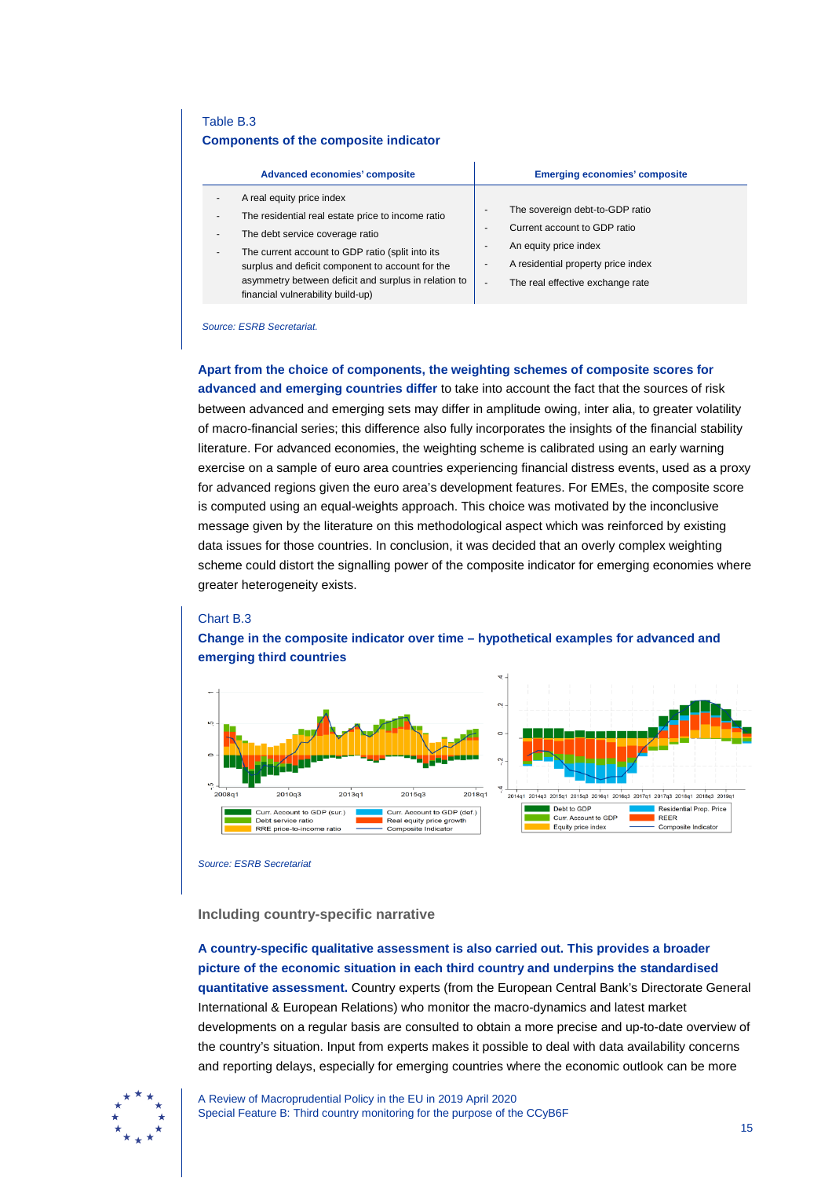Table B.3

**Components of the composite indicator**

| Advanced economies' composite | Emerging economies' composite |
|---|---|
| - A real equity price index<br>- The residential real estate price to income ratio<br>- The debt service coverage ratio<br>- The current account to GDP ratio (split into its surplus and deficit component to account for the asymmetry between deficit and surplus in relation to financial vulnerability build-up) | - The sovereign debt-to-GDP ratio<br>- Current account to GDP ratio<br>- An equity price index<br>- A residential property price index<br>- The real effective exchange rate |

*Source: ESRB Secretariat.*

**Apart from the choice of components, the weighting schemes of composite scores for advanced and emerging countries differ** to take into account the fact that the sources of risk between advanced and emerging sets may differ in amplitude owing, inter alia, to greater volatility of macro-financial series; this difference also fully incorporates the insights of the financial stability literature. For advanced economies, the weighting scheme is calibrated using an early warning exercise on a sample of euro area countries experiencing financial distress events, used as a proxy for advanced regions given the euro area's development features. For EMEs, the composite score is computed using an equal-weights approach. This choice was motivated by the inconclusive message given by the literature on this methodological aspect which was reinforced by existing data issues for those countries. In conclusion, it was decided that an overly complex weighting scheme could distort the signalling power of the composite indicator for emerging economies where greater heterogeneity exists.

Chart B.3

**Change in the composite indicator over time – hypothetical examples for advanced and emerging third countries**

*Source: ESRB Secretariat*

### Including country-specific narrative

**A country-specific qualitative assessment is also carried out. This provides a broader picture of the economic situation in each third country and underpins the standardised quantitative assessment.** Country experts (from the European Central Bank's Directorate General International & European Relations) who monitor the macro-dynamics and latest market developments on a regular basis are consulted to obtain a more precise and up-to-date overview of the country's situation. Input from experts makes it possible to deal with data availability concerns and reporting delays, especially for emerging countries where the economic outlook can be more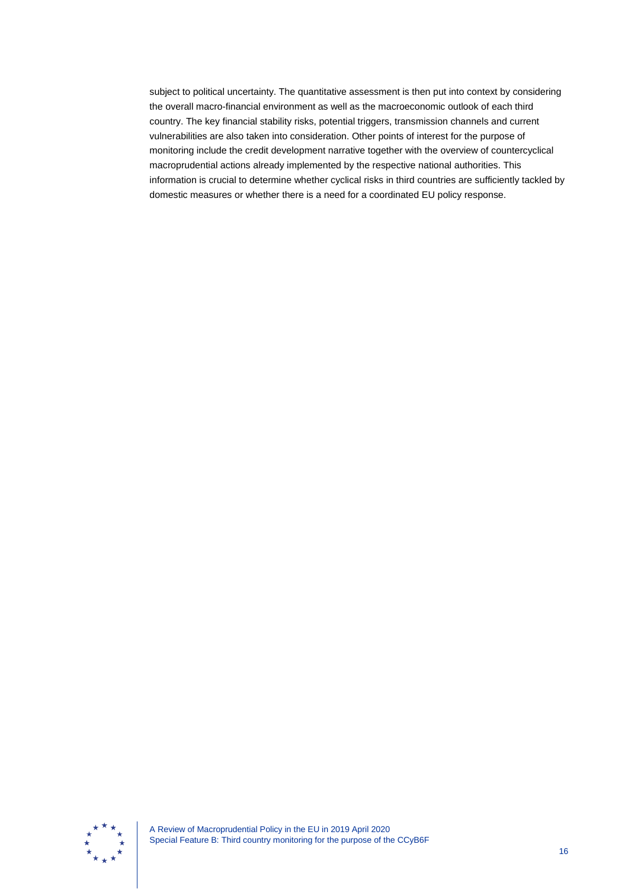subject to political uncertainty. The quantitative assessment is then put into context by considering the overall macro-financial environment as well as the macroeconomic outlook of each third country. The key financial stability risks, potential triggers, transmission channels and current vulnerabilities are also taken into consideration. Other points of interest for the purpose of monitoring include the credit development narrative together with the overview of countercyclical macroprudential actions already implemented by the respective national authorities. This information is crucial to determine whether cyclical risks in third countries are sufficiently tackled by domestic measures or whether there is a need for a coordinated EU policy response.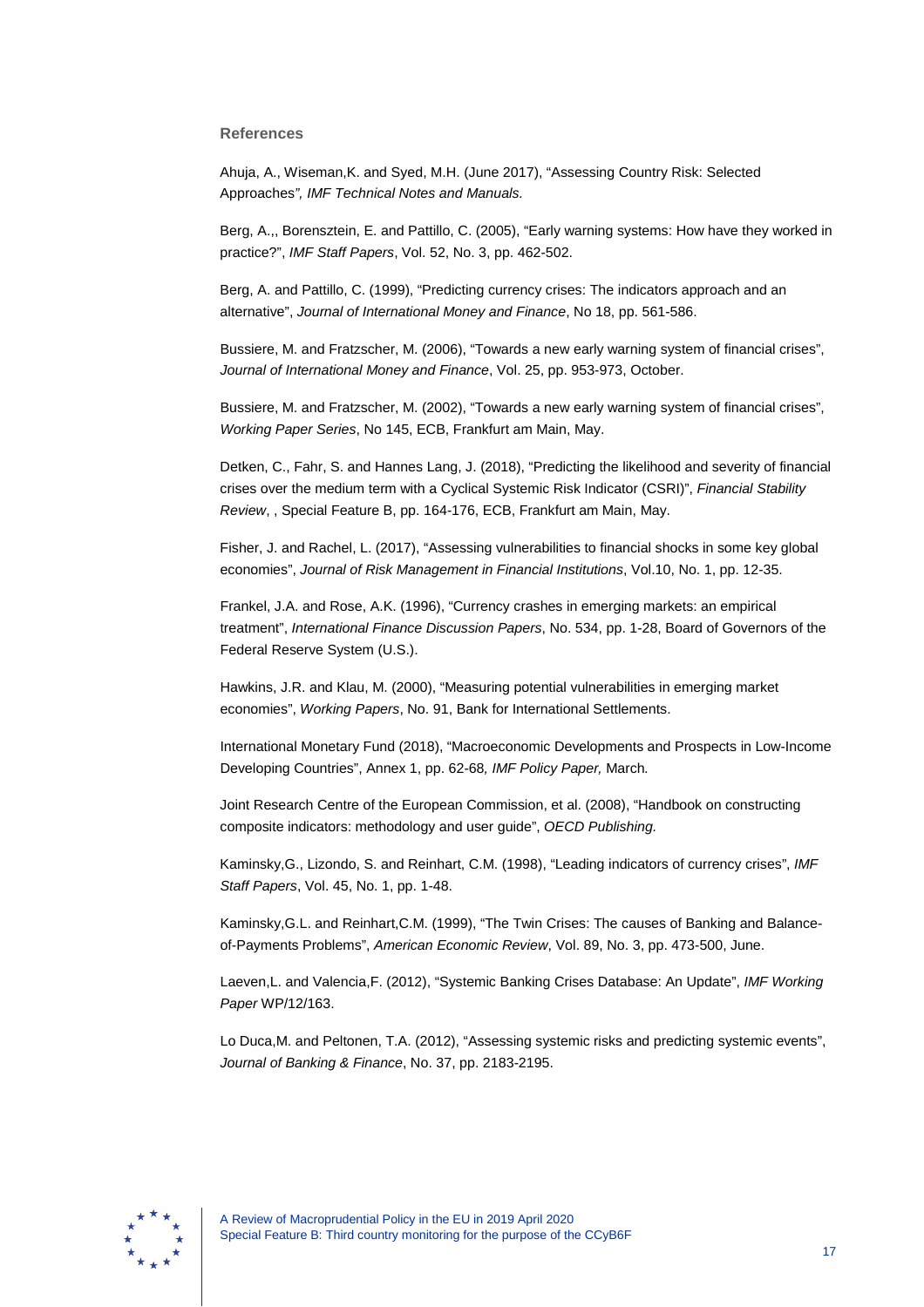**References**

Ahuja, A., Wiseman,K. and Syed, M.H. (June 2017), "Assessing Country Risk: Selected Approaches*", IMF Technical Notes and Manuals.*

Berg, A.,, Borensztein, E. and Pattillo, C. (2005), "Early warning systems: How have they worked in practice?", *IMF Staff Papers*, Vol. 52, No. 3, pp. 462-502.

Berg, A. and Pattillo, C. (1999), "Predicting currency crises: The indicators approach and an alternative", *Journal of International Money and Finance*, No 18, pp. 561-586.

Bussiere, M. and Fratzscher, M. (2006), "Towards a new early warning system of financial crises", *Journal of International Money and Finance*, Vol. 25, pp. 953-973, October.

Bussiere, M. and Fratzscher, M. (2002), "Towards a new early warning system of financial crises", *Working Paper Series*, No 145, ECB, Frankfurt am Main, May.

Detken, C., Fahr, S. and Hannes Lang, J. (2018), "Predicting the likelihood and severity of financial crises over the medium term with a Cyclical Systemic Risk Indicator (CSRI)", *Financial Stability Review*, , Special Feature B, pp. 164-176, ECB, Frankfurt am Main, May.

Fisher, J. and Rachel, L. (2017), "Assessing vulnerabilities to financial shocks in some key global economies", *Journal of Risk Management in Financial Institutions*, Vol.10, No. 1, pp. 12-35.

Frankel, J.A. and Rose, A.K. (1996), "Currency crashes in emerging markets: an empirical treatment", *International Finance Discussion Papers*, No. 534, pp. 1-28, Board of Governors of the Federal Reserve System (U.S.).

Hawkins, J.R. and Klau, M. (2000), "Measuring potential vulnerabilities in emerging market economies", *Working Papers*, No. 91, Bank for International Settlements.

International Monetary Fund (2018), "Macroeconomic Developments and Prospects in Low-Income Developing Countries", Annex 1, pp. 62-68*, IMF Policy Paper,* March*.*

Joint Research Centre of the European Commission, et al. (2008), "Handbook on constructing composite indicators: methodology and user guide", *OECD Publishing.*

Kaminsky,G., Lizondo, S. and Reinhart, C.M. (1998), "Leading indicators of currency crises", *IMF Staff Papers*, Vol. 45, No. 1, pp. 1-48.

Kaminsky,G.L. and Reinhart,C.M. (1999), "The Twin Crises: The causes of Banking and Balance-of-Payments Problems", *American Economic Review*, Vol. 89, No. 3, pp. 473-500, June.

Laeven,L. and Valencia,F. (2012), "Systemic Banking Crises Database: An Update", *IMF Working Paper* WP/12/163.

Lo Duca,M. and Peltonen, T.A. (2012), "Assessing systemic risks and predicting systemic events", *Journal of Banking & Finance*, No. 37, pp. 2183-2195.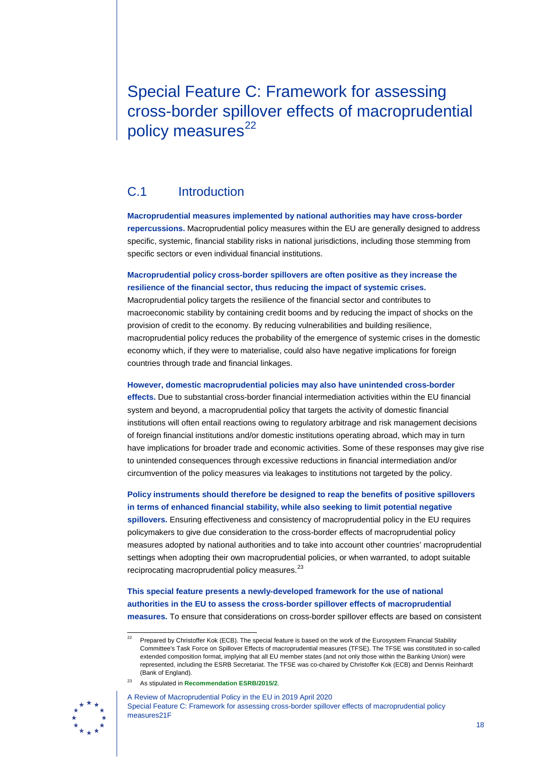# Special Feature C: Framework for assessing cross-border spillover effects of macroprudential policy measures[22]

## C.1 Introduction

**Macroprudential measures implemented by national authorities may have cross-border repercussions.** Macroprudential policy measures within the EU are generally designed to address specific, systemic, financial stability risks in national jurisdictions, including those stemming from specific sectors or even individual financial institutions.

**Macroprudential policy cross-border spillovers are often positive as they increase the resilience of the financial sector, thus reducing the impact of systemic crises.** Macroprudential policy targets the resilience of the financial sector and contributes to macroeconomic stability by containing credit booms and by reducing the impact of shocks on the provision of credit to the economy. By reducing vulnerabilities and building resilience, macroprudential policy reduces the probability of the emergence of systemic crises in the domestic economy which, if they were to materialise, could also have negative implications for foreign countries through trade and financial linkages.

**However, domestic macroprudential policies may also have unintended cross-border effects.** Due to substantial cross-border financial intermediation activities within the EU financial system and beyond, a macroprudential policy that targets the activity of domestic financial institutions will often entail reactions owing to regulatory arbitrage and risk management decisions of foreign financial institutions and/or domestic institutions operating abroad, which may in turn have implications for broader trade and economic activities. Some of these responses may give rise to unintended consequences through excessive reductions in financial intermediation and/or circumvention of the policy measures via leakages to institutions not targeted by the policy.

**Policy instruments should therefore be designed to reap the benefits of positive spillovers in terms of enhanced financial stability, while also seeking to limit potential negative spillovers.** Ensuring effectiveness and consistency of macroprudential policy in the EU requires policymakers to give due consideration to the cross-border effects of macroprudential policy measures adopted by national authorities and to take into account other countries' macroprudential settings when adopting their own macroprudential policies, or when warranted, to adopt suitable reciprocating macroprudential policy measures.[23]

**This special feature presents a newly-developed framework for the use of national authorities in the EU to assess the cross-border spillover effects of macroprudential measures.** To ensure that considerations on cross-border spillover effects are based on consistent

---

[22] Prepared by Christoffer Kok (ECB). The special feature is based on the work of the Eurosystem Financial Stability Committee's Task Force on Spillover Effects of macroprudential measures (TFSE). The TFSE was constituted in so-called extended composition format, implying that all EU member states (and not only those within the Banking Union) were represented, including the ESRB Secretariat. The TFSE was co-chaired by Christoffer Kok (ECB) and Dennis Reinhardt (Bank of England).

[23] As stipulated in **Recommendation ESRB/2015/2**.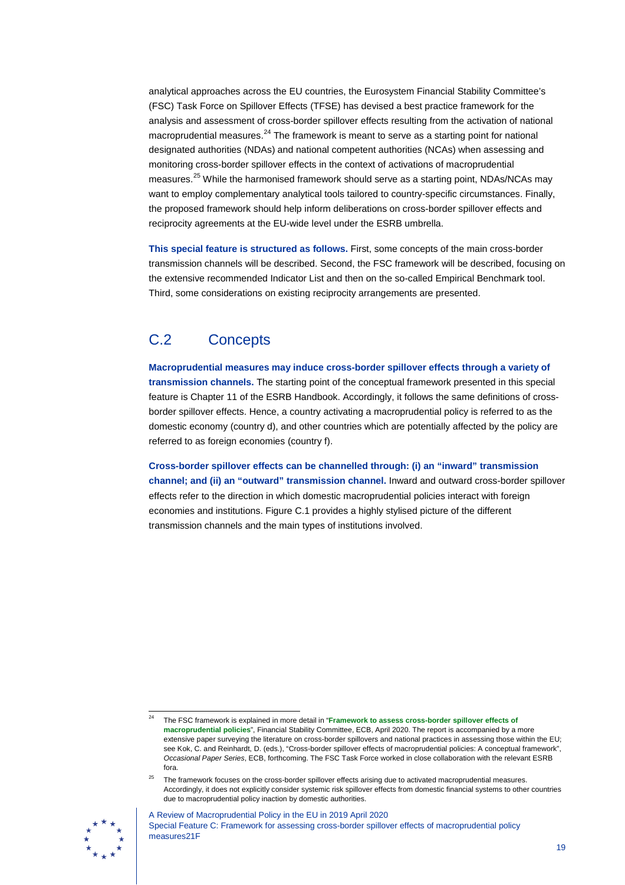analytical approaches across the EU countries, the Eurosystem Financial Stability Committee's (FSC) Task Force on Spillover Effects (TFSE) has devised a best practice framework for the analysis and assessment of cross-border spillover effects resulting from the activation of national macroprudential measures.[24] The framework is meant to serve as a starting point for national designated authorities (NDAs) and national competent authorities (NCAs) when assessing and monitoring cross-border spillover effects in the context of activations of macroprudential measures.[25] While the harmonised framework should serve as a starting point, NDAs/NCAs may want to employ complementary analytical tools tailored to country-specific circumstances. Finally, the proposed framework should help inform deliberations on cross-border spillover effects and reciprocity agreements at the EU-wide level under the ESRB umbrella.

**This special feature is structured as follows.** First, some concepts of the main cross-border transmission channels will be described. Second, the FSC framework will be described, focusing on the extensive recommended Indicator List and then on the so-called Empirical Benchmark tool. Third, some considerations on existing reciprocity arrangements are presented.

## C.2 Concepts

**Macroprudential measures may induce cross-border spillover effects through a variety of transmission channels.** The starting point of the conceptual framework presented in this special feature is Chapter 11 of the ESRB Handbook. Accordingly, it follows the same definitions of cross-border spillover effects. Hence, a country activating a macroprudential policy is referred to as the domestic economy (country d), and other countries which are potentially affected by the policy are referred to as foreign economies (country f).

**Cross-border spillover effects can be channelled through: (i) an "inward" transmission channel; and (ii) an "outward" transmission channel.** Inward and outward cross-border spillover effects refer to the direction in which domestic macroprudential policies interact with foreign economies and institutions. Figure C.1 provides a highly stylised picture of the different transmission channels and the main types of institutions involved.

---

[24] The FSC framework is explained in more detail in "**Framework to assess cross-border spillover effects of macroprudential policies**", Financial Stability Committee, ECB, April 2020. The report is accompanied by a more extensive paper surveying the literature on cross-border spillovers and national practices in assessing those within the EU; see Kok, C. and Reinhardt, D. (eds.), "Cross-border spillover effects of macroprudential policies: A conceptual framework", *Occasional Paper Series*, ECB, forthcoming. The FSC Task Force worked in close collaboration with the relevant ESRB fora.

[25] The framework focuses on the cross-border spillover effects arising due to activated macroprudential measures. Accordingly, it does not explicitly consider systemic risk spillover effects from domestic financial systems to other countries due to macroprudential policy inaction by domestic authorities.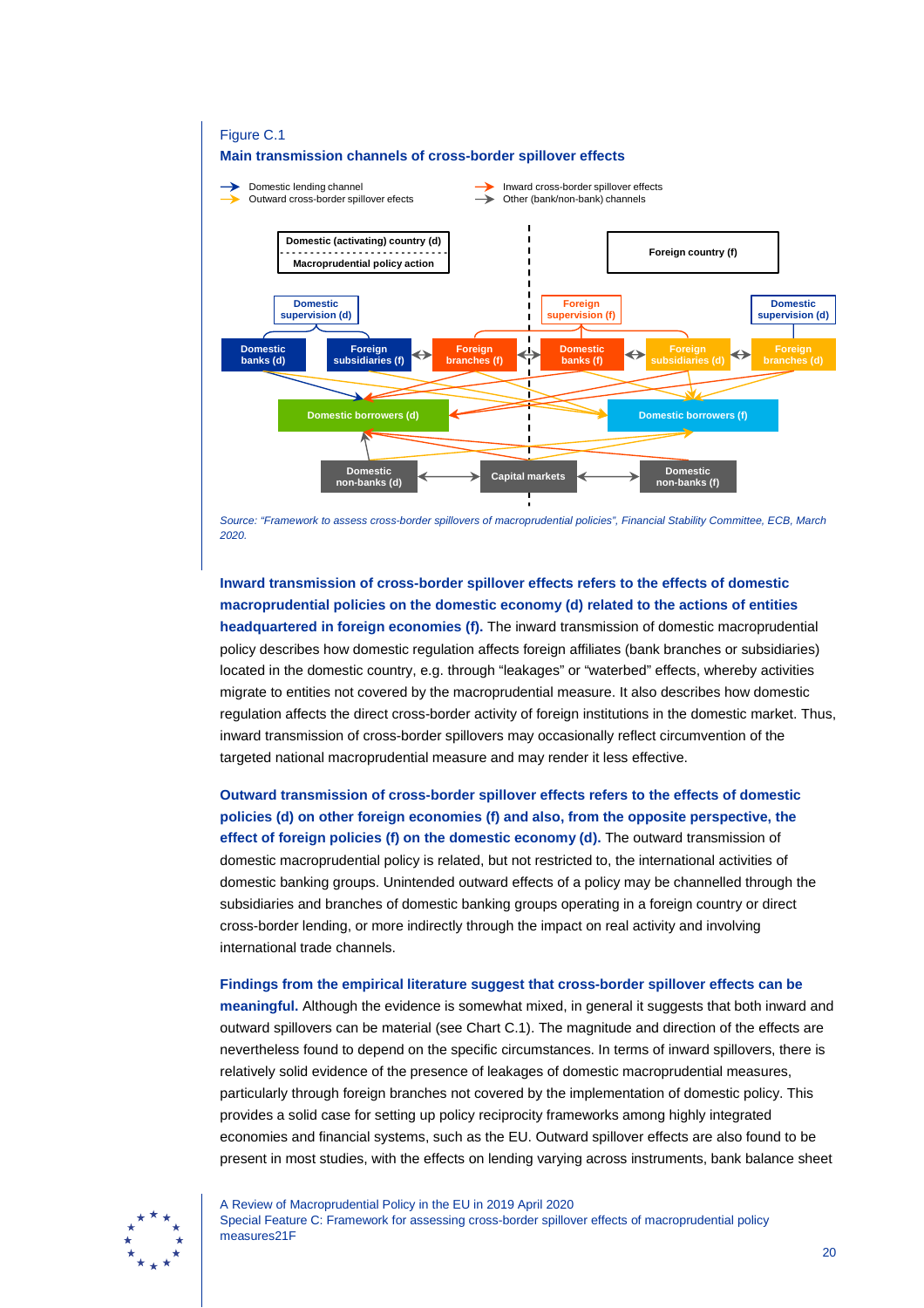Figure C.1

**Main transmission channels of cross-border spillover effects**

Source: "Framework to assess cross-border spillovers of macroprudential policies", Financial Stability Committee, ECB, March 2020.

**Inward transmission of cross-border spillover effects refers to the effects of domestic macroprudential policies on the domestic economy (d) related to the actions of entities headquartered in foreign economies (f).** The inward transmission of domestic macroprudential policy describes how domestic regulation affects foreign affiliates (bank branches or subsidiaries) located in the domestic country, e.g. through "leakages" or "waterbed" effects, whereby activities migrate to entities not covered by the macroprudential measure. It also describes how domestic regulation affects the direct cross-border activity of foreign institutions in the domestic market. Thus, inward transmission of cross-border spillovers may occasionally reflect circumvention of the targeted national macroprudential measure and may render it less effective.

**Outward transmission of cross-border spillover effects refers to the effects of domestic policies (d) on other foreign economies (f) and also, from the opposite perspective, the effect of foreign policies (f) on the domestic economy (d).** The outward transmission of domestic macroprudential policy is related, but not restricted to, the international activities of domestic banking groups. Unintended outward effects of a policy may be channelled through the subsidiaries and branches of domestic banking groups operating in a foreign country or direct cross-border lending, or more indirectly through the impact on real activity and involving international trade channels.

**Findings from the empirical literature suggest that cross-border spillover effects can be meaningful.** Although the evidence is somewhat mixed, in general it suggests that both inward and outward spillovers can be material (see Chart C.1). The magnitude and direction of the effects are nevertheless found to depend on the specific circumstances. In terms of inward spillovers, there is relatively solid evidence of the presence of leakages of domestic macroprudential measures, particularly through foreign branches not covered by the implementation of domestic policy. This provides a solid case for setting up policy reciprocity frameworks among highly integrated economies and financial systems, such as the EU. Outward spillover effects are also found to be present in most studies, with the effects on lending varying across instruments, bank balance sheet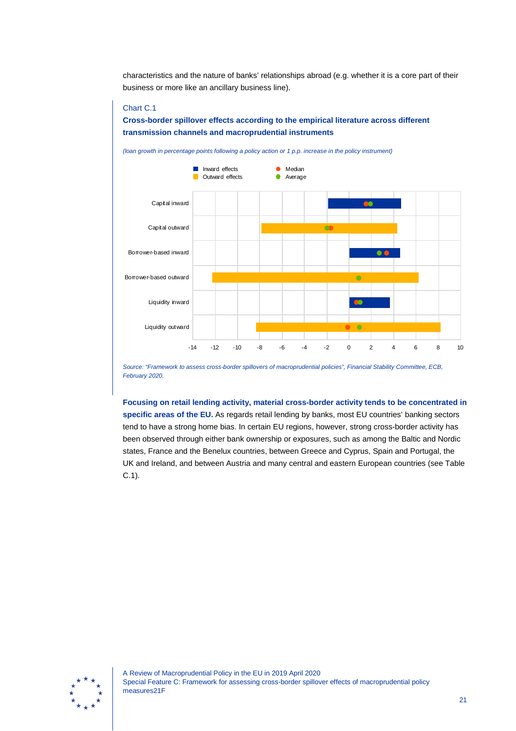characteristics and the nature of banks' relationships abroad (e.g. whether it is a core part of their business or more like an ancillary business line).

Chart C.1

**Cross-border spillover effects according to the empirical literature across different transmission channels and macroprudential instruments**

*(loan growth in percentage points following a policy action or 1 p.p. increase in the policy instrument)*

*Source: "Framework to assess cross-border spillovers of macroprudential policies", Financial Stability Committee, ECB, February 2020.*

**Focusing on retail lending activity, material cross-border activity tends to be concentrated in specific areas of the EU.** As regards retail lending by banks, most EU countries' banking sectors tend to have a strong home bias. In certain EU regions, however, strong cross-border activity has been observed through either bank ownership or exposures, such as among the Baltic and Nordic states, France and the Benelux countries, between Greece and Cyprus, Spain and Portugal, the UK and Ireland, and between Austria and many central and eastern European countries (see Table C.1).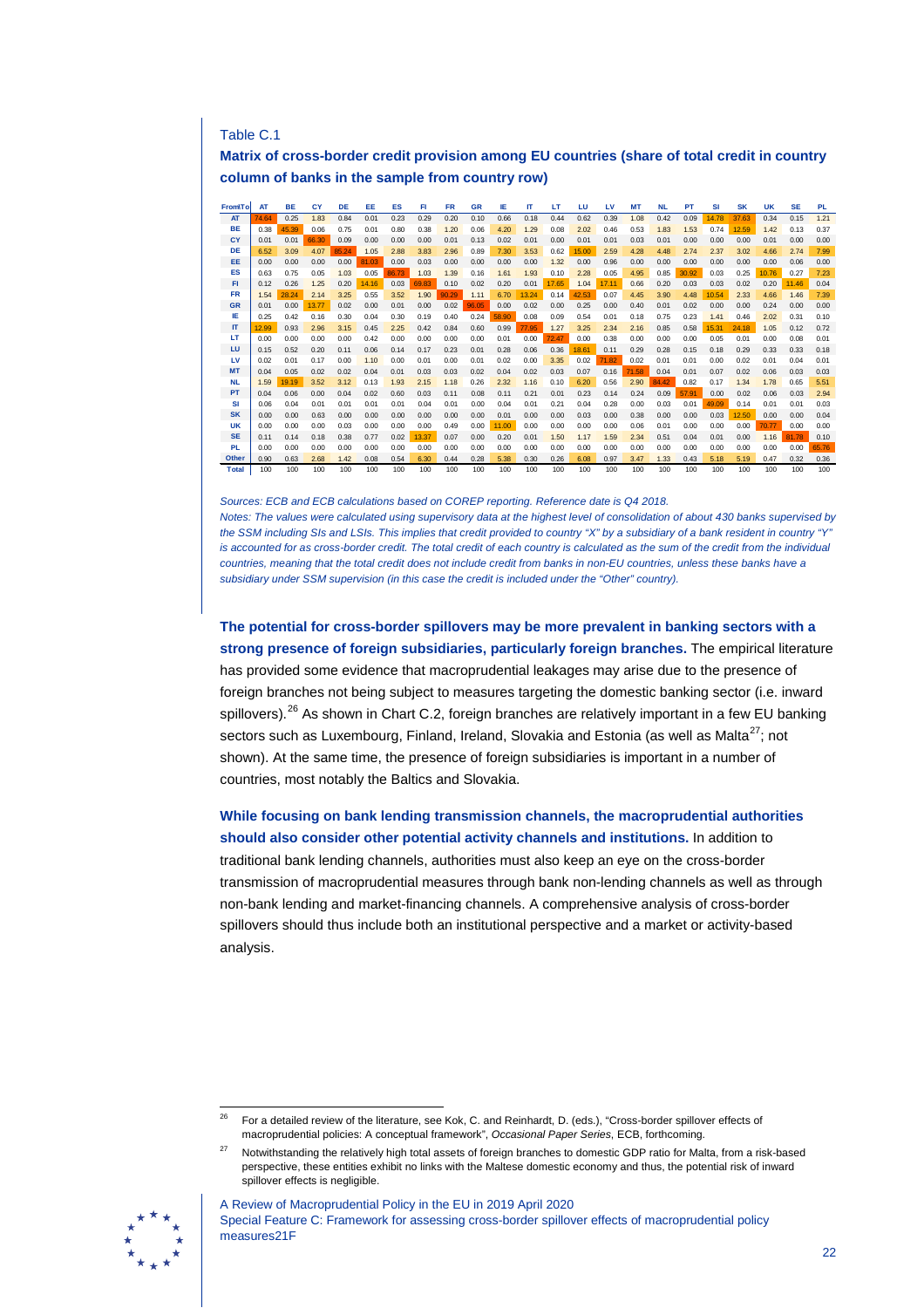Table C.1

**Matrix of cross-border credit provision among EU countries (share of total credit in country column of banks in the sample from country row)**

| From\To | AT | BE | CY | DE | EE | ES | FI | FR | GR | IE | IT | LT | LU | LV | MT | NL | PT | SI | SK | UK | SE | PL |
|---|---|---|---|---|---|---|---|---|---|---|---|---|---|---|---|---|---|---|---|---|---|---|
| AT | 74.64 | 0.25 | 1.83 | 0.84 | 0.01 | 0.23 | 0.29 | 0.20 | 0.10 | 0.66 | 0.18 | 0.44 | 0.62 | 0.39 | 1.08 | 0.42 | 0.09 | 14.78 | 37.63 | 0.34 | 0.15 | 1.21 |
| BE | 0.38 | 45.39 | 0.06 | 0.75 | 0.01 | 0.80 | 0.38 | 1.20 | 0.06 | 4.20 | 1.29 | 0.08 | 2.02 | 0.46 | 0.53 | 1.83 | 1.53 | 0.74 | 12.59 | 1.42 | 0.13 | 0.37 |
| CY | 0.01 | 0.01 | 66.30 | 0.09 | 0.00 | 0.00 | 0.00 | 0.01 | 0.13 | 0.02 | 0.01 | 0.00 | 0.01 | 0.01 | 0.03 | 0.01 | 0.00 | 0.00 | 0.00 | 0.01 | 0.00 | 0.00 |
| DE | 6.52 | 3.09 | 4.07 | 85.24 | 1.05 | 2.88 | 3.83 | 2.96 | 0.89 | 7.30 | 3.53 | 0.62 | 15.00 | 2.59 | 4.28 | 4.48 | 2.74 | 2.37 | 3.02 | 4.66 | 2.74 | 7.99 |
| EE | 0.00 | 0.00 | 0.00 | 0.00 | 81.03 | 0.00 | 0.03 | 0.00 | 0.00 | 0.00 | 0.00 | 1.32 | 0.00 | 0.96 | 0.00 | 0.00 | 0.00 | 0.00 | 0.00 | 0.00 | 0.06 | 0.00 |
| ES | 0.63 | 0.75 | 0.05 | 1.03 | 0.05 | 86.73 | 1.03 | 1.39 | 0.16 | 1.61 | 1.93 | 0.10 | 2.28 | 0.05 | 4.95 | 0.85 | 30.92 | 0.03 | 0.25 | 10.76 | 0.27 | 7.23 |
| FI | 0.12 | 0.26 | 1.25 | 0.20 | 14.16 | 0.03 | 69.83 | 0.10 | 0.02 | 0.20 | 0.01 | 17.65 | 1.04 | 17.11 | 0.66 | 0.20 | 0.03 | 0.03 | 0.02 | 0.20 | 11.46 | 0.04 |
| FR | 1.54 | 28.24 | 2.14 | 3.25 | 0.55 | 3.52 | 1.90 | 90.29 | 1.11 | 6.70 | 13.24 | 0.14 | 42.53 | 0.07 | 4.45 | 3.90 | 4.48 | 10.54 | 2.33 | 4.66 | 1.46 | 7.39 |
| GR | 0.01 | 0.00 | 13.77 | 0.02 | 0.00 | 0.01 | 0.00 | 0.02 | 96.05 | 0.00 | 0.02 | 0.00 | 0.25 | 0.00 | 0.40 | 0.01 | 0.02 | 0.00 | 0.00 | 0.24 | 0.00 | 0.00 |
| IE | 0.25 | 0.42 | 0.16 | 0.30 | 0.04 | 0.30 | 0.19 | 0.40 | 0.24 | 58.90 | 0.08 | 0.09 | 0.54 | 0.01 | 0.18 | 0.75 | 0.23 | 1.41 | 0.46 | 2.02 | 0.31 | 0.10 |
| IT | 12.99 | 0.93 | 2.96 | 3.15 | 0.45 | 2.25 | 0.42 | 0.84 | 0.60 | 0.99 | 77.95 | 1.27 | 3.25 | 2.34 | 2.16 | 0.85 | 0.58 | 15.31 | 24.18 | 1.05 | 0.12 | 0.72 |
| LT | 0.00 | 0.00 | 0.00 | 0.00 | 0.42 | 0.00 | 0.00 | 0.00 | 0.00 | 0.01 | 0.00 | 72.47 | 0.00 | 0.38 | 0.00 | 0.00 | 0.00 | 0.05 | 0.01 | 0.00 | 0.08 | 0.01 |
| LU | 0.15 | 0.52 | 0.20 | 0.11 | 0.06 | 0.14 | 0.17 | 0.23 | 0.01 | 0.28 | 0.06 | 0.36 | 18.61 | 0.11 | 0.29 | 0.28 | 0.15 | 0.18 | 0.29 | 0.33 | 0.33 | 0.18 |
| LV | 0.02 | 0.01 | 0.17 | 0.00 | 1.10 | 0.00 | 0.01 | 0.00 | 0.01 | 0.02 | 0.00 | 3.35 | 0.02 | 71.82 | 0.02 | 0.01 | 0.01 | 0.00 | 0.02 | 0.01 | 0.04 | 0.01 |
| MT | 0.04 | 0.05 | 0.02 | 0.02 | 0.04 | 0.01 | 0.03 | 0.03 | 0.02 | 0.04 | 0.02 | 0.03 | 0.07 | 0.16 | 71.58 | 0.04 | 0.01 | 0.07 | 0.02 | 0.06 | 0.03 | 0.03 |
| NL | 1.59 | 19.19 | 3.52 | 3.12 | 0.13 | 1.93 | 2.15 | 1.18 | 0.26 | 2.32 | 1.16 | 0.10 | 6.20 | 0.56 | 2.90 | 84.42 | 0.82 | 0.17 | 1.34 | 1.78 | 0.65 | 5.51 |
| PT | 0.04 | 0.06 | 0.00 | 0.04 | 0.02 | 0.60 | 0.03 | 0.11 | 0.08 | 0.11 | 0.21 | 0.01 | 0.23 | 0.14 | 0.24 | 0.09 | 57.91 | 0.00 | 0.02 | 0.06 | 0.03 | 2.94 |
| SI | 0.06 | 0.04 | 0.01 | 0.01 | 0.01 | 0.01 | 0.04 | 0.01 | 0.00 | 0.04 | 0.01 | 0.21 | 0.04 | 0.28 | 0.00 | 0.03 | 0.01 | 49.09 | 0.14 | 0.01 | 0.01 | 0.03 |
| SK | 0.00 | 0.00 | 0.63 | 0.00 | 0.00 | 0.00 | 0.00 | 0.00 | 0.00 | 0.01 | 0.00 | 0.00 | 0.03 | 0.00 | 0.38 | 0.00 | 0.00 | 0.03 | 12.50 | 0.00 | 0.00 | 0.04 |
| UK | 0.00 | 0.00 | 0.00 | 0.03 | 0.00 | 0.00 | 0.00 | 0.49 | 0.00 | 11.00 | 0.00 | 0.00 | 0.00 | 0.00 | 0.06 | 0.01 | 0.00 | 0.00 | 0.00 | 70.77 | 0.00 | 0.00 |
| SE | 0.11 | 0.14 | 0.18 | 0.38 | 0.77 | 0.02 | 13.37 | 0.07 | 0.00 | 0.20 | 0.01 | 1.50 | 1.17 | 1.59 | 2.34 | 0.51 | 0.04 | 0.01 | 0.00 | 1.16 | 81.78 | 0.10 |
| PL | 0.00 | 0.00 | 0.00 | 0.00 | 0.00 | 0.00 | 0.00 | 0.00 | 0.00 | 0.00 | 0.00 | 0.00 | 0.00 | 0.00 | 0.00 | 0.00 | 0.00 | 0.00 | 0.00 | 0.00 | 0.00 | 65.76 |
| Other | 0.90 | 0.63 | 2.68 | 1.42 | 0.08 | 0.54 | 6.30 | 0.44 | 0.28 | 5.38 | 0.30 | 0.26 | 6.08 | 0.97 | 3.47 | 1.33 | 0.43 | 5.18 | 5.19 | 0.47 | 0.32 | 0.36 |
| Total | 100 | 100 | 100 | 100 | 100 | 100 | 100 | 100 | 100 | 100 | 100 | 100 | 100 | 100 | 100 | 100 | 100 | 100 | 100 | 100 | 100 | 100 |

*Sources: ECB and ECB calculations based on COREP reporting. Reference date is Q4 2018.*

*Notes: The values were calculated using supervisory data at the highest level of consolidation of about 430 banks supervised by the SSM including SIs and LSIs. This implies that credit provided to country "X" by a subsidiary of a bank resident in country "Y" is accounted for as cross-border credit. The total credit of each country is calculated as the sum of the credit from the individual countries, meaning that the total credit does not include credit from banks in non-EU countries, unless these banks have a subsidiary under SSM supervision (in this case the credit is included under the "Other" country).*

**The potential for cross-border spillovers may be more prevalent in banking sectors with a strong presence of foreign subsidiaries, particularly foreign branches.** The empirical literature has provided some evidence that macroprudential leakages may arise due to the presence of foreign branches not being subject to measures targeting the domestic banking sector (i.e. inward spillovers).[26] As shown in Chart C.2, foreign branches are relatively important in a few EU banking sectors such as Luxembourg, Finland, Ireland, Slovakia and Estonia (as well as Malta[27]; not shown). At the same time, the presence of foreign subsidiaries is important in a number of countries, most notably the Baltics and Slovakia.

**While focusing on bank lending transmission channels, the macroprudential authorities should also consider other potential activity channels and institutions.** In addition to traditional bank lending channels, authorities must also keep an eye on the cross-border transmission of macroprudential measures through bank non-lending channels as well as through non-bank lending and market-financing channels. A comprehensive analysis of cross-border spillovers should thus include both an institutional perspective and a market or activity-based analysis.

[26] For a detailed review of the literature, see Kok, C. and Reinhardt, D. (eds.), "Cross-border spillover effects of macroprudential policies: A conceptual framework", *Occasional Paper Series*, ECB, forthcoming.

[27] Notwithstanding the relatively high total assets of foreign branches to domestic GDP ratio for Malta, from a risk-based perspective, these entities exhibit no links with the Maltese domestic economy and thus, the potential risk of inward spillover effects is negligible.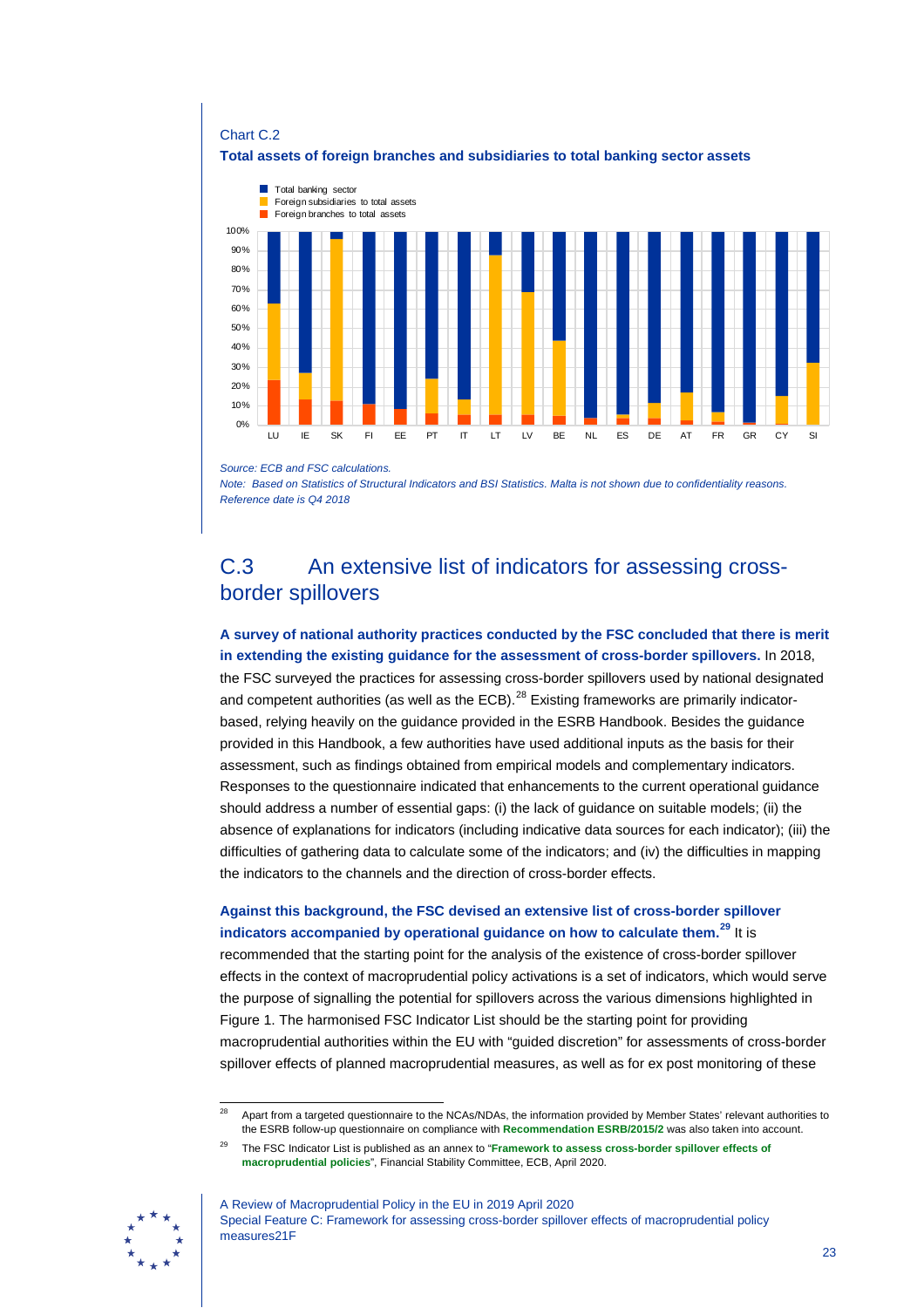Chart C.2

**Total assets of foreign branches and subsidiaries to total banking sector assets**

*Source: ECB and FSC calculations.*
*Note: Based on Statistics of Structural Indicators and BSI Statistics. Malta is not shown due to confidentiality reasons. Reference date is Q4 2018*

## C.3 An extensive list of indicators for assessing cross-border spillovers

**A survey of national authority practices conducted by the FSC concluded that there is merit in extending the existing guidance for the assessment of cross-border spillovers.** In 2018, the FSC surveyed the practices for assessing cross-border spillovers used by national designated and competent authorities (as well as the ECB).[28] Existing frameworks are primarily indicator-based, relying heavily on the guidance provided in the ESRB Handbook. Besides the guidance provided in this Handbook, a few authorities have used additional inputs as the basis for their assessment, such as findings obtained from empirical models and complementary indicators. Responses to the questionnaire indicated that enhancements to the current operational guidance should address a number of essential gaps: (i) the lack of guidance on suitable models; (ii) the absence of explanations for indicators (including indicative data sources for each indicator); (iii) the difficulties of gathering data to calculate some of the indicators; and (iv) the difficulties in mapping the indicators to the channels and the direction of cross-border effects.

**Against this background, the FSC devised an extensive list of cross-border spillover indicators accompanied by operational guidance on how to calculate them.**[29] It is recommended that the starting point for the analysis of the existence of cross-border spillover effects in the context of macroprudential policy activations is a set of indicators, which would serve the purpose of signalling the potential for spillovers across the various dimensions highlighted in Figure 1. The harmonised FSC Indicator List should be the starting point for providing macroprudential authorities within the EU with "guided discretion" for assessments of cross-border spillover effects of planned macroprudential measures, as well as for ex post monitoring of these

[28] Apart from a targeted questionnaire to the NCAs/NDAs, the information provided by Member States' relevant authorities to the ESRB follow-up questionnaire on compliance with **Recommendation ESRB/2015/2** was also taken into account.

[29] The FSC Indicator List is published as an annex to "**Framework to assess cross-border spillover effects of macroprudential policies**", Financial Stability Committee, ECB, April 2020.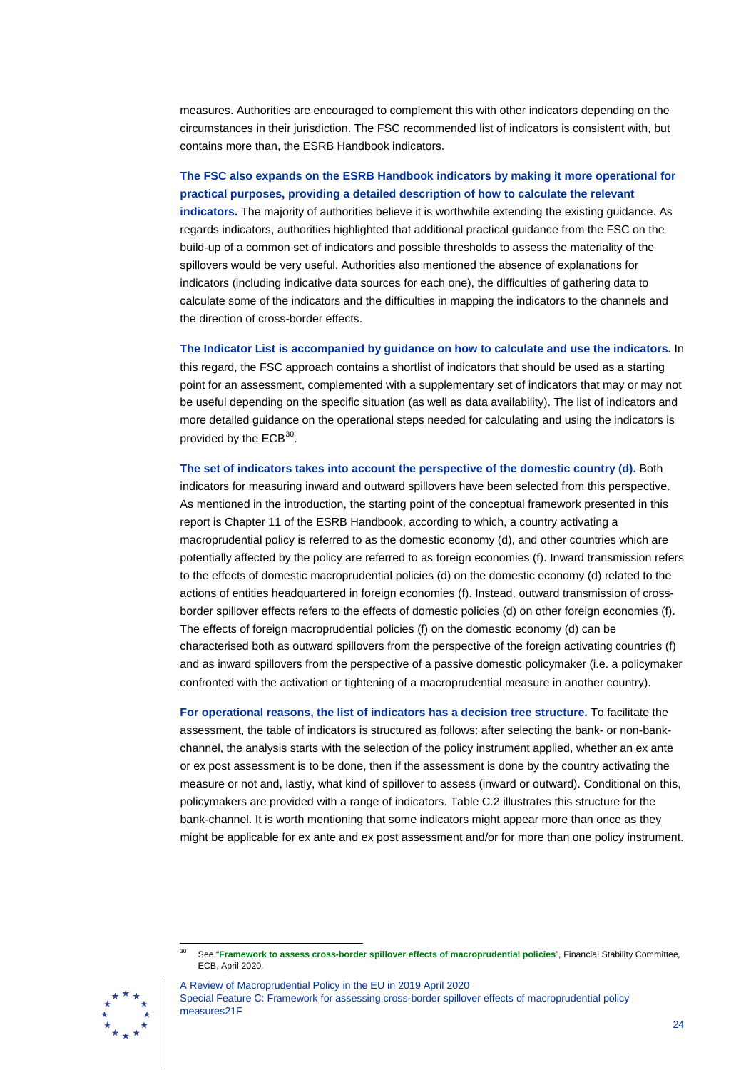measures. Authorities are encouraged to complement this with other indicators depending on the circumstances in their jurisdiction. The FSC recommended list of indicators is consistent with, but contains more than, the ESRB Handbook indicators.

**The FSC also expands on the ESRB Handbook indicators by making it more operational for practical purposes, providing a detailed description of how to calculate the relevant indicators.** The majority of authorities believe it is worthwhile extending the existing guidance. As regards indicators, authorities highlighted that additional practical guidance from the FSC on the build-up of a common set of indicators and possible thresholds to assess the materiality of the spillovers would be very useful. Authorities also mentioned the absence of explanations for indicators (including indicative data sources for each one), the difficulties of gathering data to calculate some of the indicators and the difficulties in mapping the indicators to the channels and the direction of cross-border effects.

**The Indicator List is accompanied by guidance on how to calculate and use the indicators.** In this regard, the FSC approach contains a shortlist of indicators that should be used as a starting point for an assessment, complemented with a supplementary set of indicators that may or may not be useful depending on the specific situation (as well as data availability). The list of indicators and more detailed guidance on the operational steps needed for calculating and using the indicators is provided by the ECB[30].

**The set of indicators takes into account the perspective of the domestic country (d).** Both indicators for measuring inward and outward spillovers have been selected from this perspective. As mentioned in the introduction, the starting point of the conceptual framework presented in this report is Chapter 11 of the ESRB Handbook, according to which, a country activating a macroprudential policy is referred to as the domestic economy (d), and other countries which are potentially affected by the policy are referred to as foreign economies (f). Inward transmission refers to the effects of domestic macroprudential policies (d) on the domestic economy (d) related to the actions of entities headquartered in foreign economies (f). Instead, outward transmission of cross-border spillover effects refers to the effects of domestic policies (d) on other foreign economies (f). The effects of foreign macroprudential policies (f) on the domestic economy (d) can be characterised both as outward spillovers from the perspective of the foreign activating countries (f) and as inward spillovers from the perspective of a passive domestic policymaker (i.e. a policymaker confronted with the activation or tightening of a macroprudential measure in another country).

**For operational reasons, the list of indicators has a decision tree structure.** To facilitate the assessment, the table of indicators is structured as follows: after selecting the bank- or non-bank-channel, the analysis starts with the selection of the policy instrument applied, whether an ex ante or ex post assessment is to be done, then if the assessment is done by the country activating the measure or not and, lastly, what kind of spillover to assess (inward or outward). Conditional on this, policymakers are provided with a range of indicators. Table C.2 illustrates this structure for the bank-channel. It is worth mentioning that some indicators might appear more than once as they might be applicable for ex ante and ex post assessment and/or for more than one policy instrument.

---

[30] See "**Framework to assess cross-border spillover effects of macroprudential policies**", Financial Stability Committee, ECB, April 2020.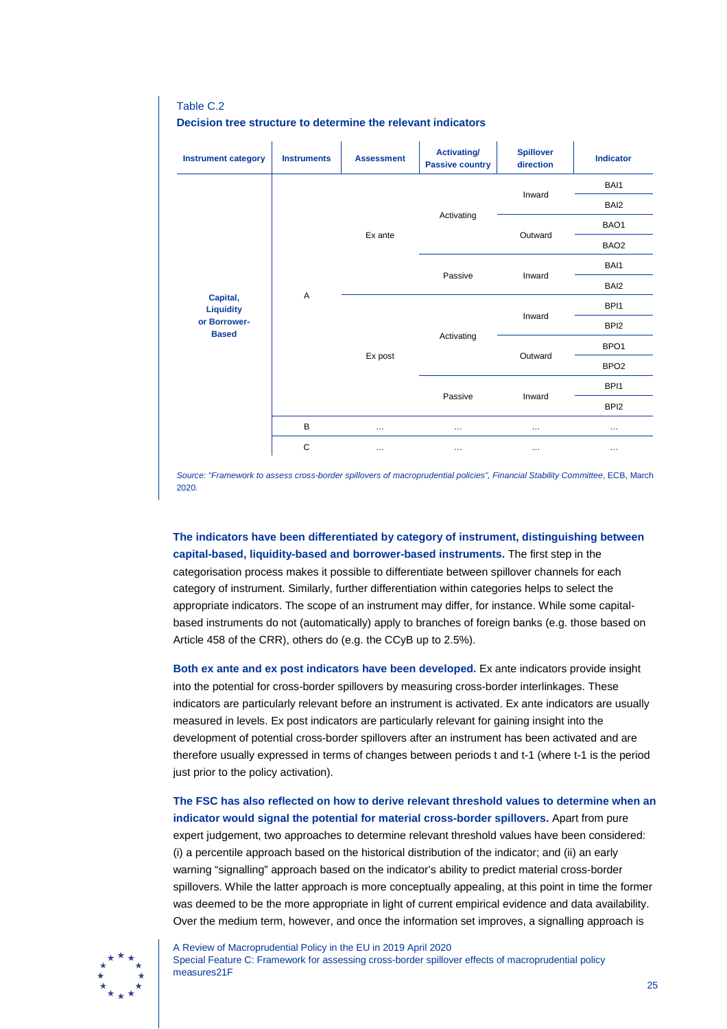Table C.2

**Decision tree structure to determine the relevant indicators**

| Instrument category | Instruments | Assessment | Activating/ Passive country | Spillover direction | Indicator |
|---|---|---|---|---|---|
| Capital, Liquidity or Borrower-Based | A | Ex ante | Activating | Inward | BAI1 |
| | | | | | BAI2 |
| | | | | Outward | BAO1 |
| | | | | | BAO2 |
| | | | Passive | Inward | BAI1 |
| | | | | | BAI2 |
| | | Ex post | Activating | Inward | BPI1 |
| | | | | | BPI2 |
| | | | | Outward | BPO1 |
| | | | | | BPO2 |
| | | | Passive | Inward | BPI1 |
| | | | | | BPI2 |
| | B | … | … | … | … |
| | C | … | … | … | … |

*Source: "Framework to assess cross-border spillovers of macroprudential policies", Financial Stability Committee, ECB, March 2020.*

**The indicators have been differentiated by category of instrument, distinguishing between capital-based, liquidity-based and borrower-based instruments.** The first step in the categorisation process makes it possible to differentiate between spillover channels for each category of instrument. Similarly, further differentiation within categories helps to select the appropriate indicators. The scope of an instrument may differ, for instance. While some capital-based instruments do not (automatically) apply to branches of foreign banks (e.g. those based on Article 458 of the CRR), others do (e.g. the CCyB up to 2.5%).

**Both ex ante and ex post indicators have been developed.** Ex ante indicators provide insight into the potential for cross-border spillovers by measuring cross-border interlinkages. These indicators are particularly relevant before an instrument is activated. Ex ante indicators are usually measured in levels. Ex post indicators are particularly relevant for gaining insight into the development of potential cross-border spillovers after an instrument has been activated and are therefore usually expressed in terms of changes between periods t and t-1 (where t-1 is the period just prior to the policy activation).

**The FSC has also reflected on how to derive relevant threshold values to determine when an indicator would signal the potential for material cross-border spillovers.** Apart from pure expert judgement, two approaches to determine relevant threshold values have been considered: (i) a percentile approach based on the historical distribution of the indicator; and (ii) an early warning "signalling" approach based on the indicator's ability to predict material cross-border spillovers. While the latter approach is more conceptually appealing, at this point in time the former was deemed to be the more appropriate in light of current empirical evidence and data availability. Over the medium term, however, and once the information set improves, a signalling approach is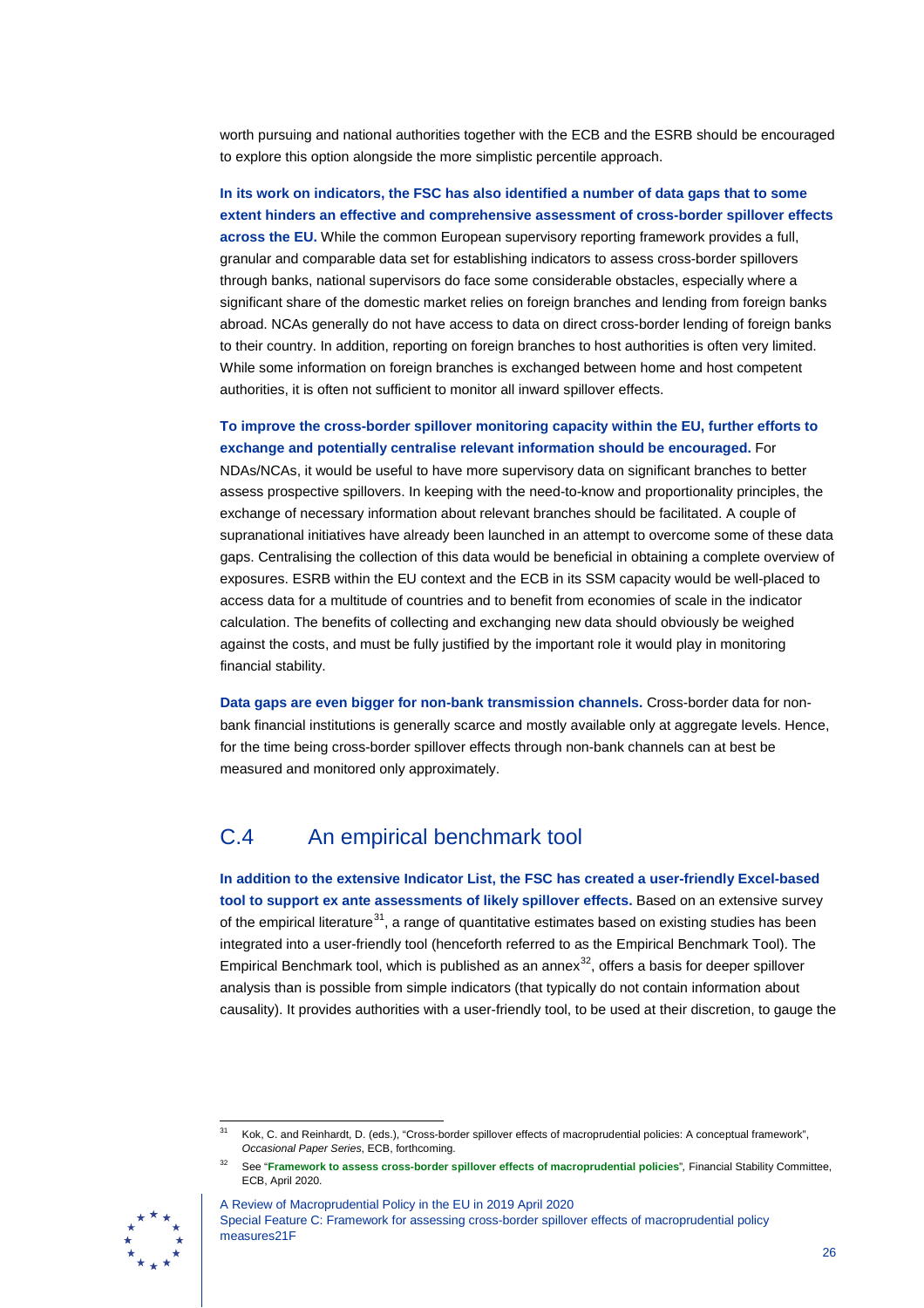worth pursuing and national authorities together with the ECB and the ESRB should be encouraged to explore this option alongside the more simplistic percentile approach.

**In its work on indicators, the FSC has also identified a number of data gaps that to some extent hinders an effective and comprehensive assessment of cross-border spillover effects across the EU.** While the common European supervisory reporting framework provides a full, granular and comparable data set for establishing indicators to assess cross-border spillovers through banks, national supervisors do face some considerable obstacles, especially where a significant share of the domestic market relies on foreign branches and lending from foreign banks abroad. NCAs generally do not have access to data on direct cross-border lending of foreign banks to their country. In addition, reporting on foreign branches to host authorities is often very limited. While some information on foreign branches is exchanged between home and host competent authorities, it is often not sufficient to monitor all inward spillover effects.

**To improve the cross-border spillover monitoring capacity within the EU, further efforts to exchange and potentially centralise relevant information should be encouraged.** For NDAs/NCAs, it would be useful to have more supervisory data on significant branches to better assess prospective spillovers. In keeping with the need-to-know and proportionality principles, the exchange of necessary information about relevant branches should be facilitated. A couple of supranational initiatives have already been launched in an attempt to overcome some of these data gaps. Centralising the collection of this data would be beneficial in obtaining a complete overview of exposures. ESRB within the EU context and the ECB in its SSM capacity would be well-placed to access data for a multitude of countries and to benefit from economies of scale in the indicator calculation. The benefits of collecting and exchanging new data should obviously be weighed against the costs, and must be fully justified by the important role it would play in monitoring financial stability.

**Data gaps are even bigger for non-bank transmission channels.** Cross-border data for non-bank financial institutions is generally scarce and mostly available only at aggregate levels. Hence, for the time being cross-border spillover effects through non-bank channels can at best be measured and monitored only approximately.

## C.4 An empirical benchmark tool

**In addition to the extensive Indicator List, the FSC has created a user-friendly Excel-based tool to support ex ante assessments of likely spillover effects.** Based on an extensive survey of the empirical literature[31], a range of quantitative estimates based on existing studies has been integrated into a user-friendly tool (henceforth referred to as the Empirical Benchmark Tool). The Empirical Benchmark tool, which is published as an annex[32], offers a basis for deeper spillover analysis than is possible from simple indicators (that typically do not contain information about causality). It provides authorities with a user-friendly tool, to be used at their discretion, to gauge the

[31] Kok, C. and Reinhardt, D. (eds.), "Cross-border spillover effects of macroprudential policies: A conceptual framework", *Occasional Paper Series*, ECB, forthcoming.

[32] See "**Framework to assess cross-border spillover effects of macroprudential policies**", Financial Stability Committee, ECB, April 2020.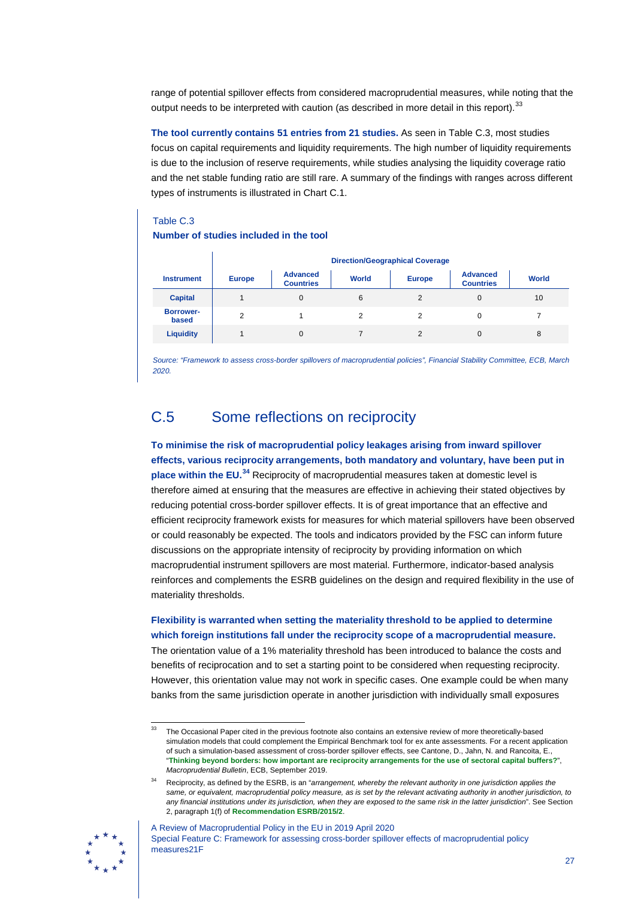range of potential spillover effects from considered macroprudential measures, while noting that the output needs to be interpreted with caution (as described in more detail in this report).[33]

**The tool currently contains 51 entries from 21 studies.** As seen in Table C.3, most studies focus on capital requirements and liquidity requirements. The high number of liquidity requirements is due to the inclusion of reserve requirements, while studies analysing the liquidity coverage ratio and the net stable funding ratio are still rare. A summary of the findings with ranges across different types of instruments is illustrated in Chart C.1.

Table C.3

**Number of studies included in the tool**

| | Direction/Geographical Coverage | | | | | |
|---|---|---|---|---|---|---|
| **Instrument** | **Europe** | **Advanced Countries** | **World** | **Europe** | **Advanced Countries** | **World** |
| **Capital** | 1 | 0 | 6 | 2 | 0 | 10 |
| **Borrower-based** | 2 | 1 | 2 | 2 | 0 | 7 |
| **Liquidity** | 1 | 0 | 7 | 2 | 0 | 8 |

*Source: "Framework to assess cross-border spillovers of macroprudential policies", Financial Stability Committee, ECB, March 2020.*

## C.5 Some reflections on reciprocity

**To minimise the risk of macroprudential policy leakages arising from inward spillover effects, various reciprocity arrangements, both mandatory and voluntary, have been put in place within the EU.**[34] Reciprocity of macroprudential measures taken at domestic level is therefore aimed at ensuring that the measures are effective in achieving their stated objectives by reducing potential cross-border spillover effects. It is of great importance that an effective and efficient reciprocity framework exists for measures for which material spillovers have been observed or could reasonably be expected. The tools and indicators provided by the FSC can inform future discussions on the appropriate intensity of reciprocity by providing information on which macroprudential instrument spillovers are most material. Furthermore, indicator-based analysis reinforces and complements the ESRB guidelines on the design and required flexibility in the use of materiality thresholds.

**Flexibility is warranted when setting the materiality threshold to be applied to determine which foreign institutions fall under the reciprocity scope of a macroprudential measure.** The orientation value of a 1% materiality threshold has been introduced to balance the costs and benefits of reciprocation and to set a starting point to be considered when requesting reciprocity. However, this orientation value may not work in specific cases. One example could be when many banks from the same jurisdiction operate in another jurisdiction with individually small exposures

---

[33] The Occasional Paper cited in the previous footnote also contains an extensive review of more theoretically-based simulation models that could complement the Empirical Benchmark tool for ex ante assessments. For a recent application of such a simulation-based assessment of cross-border spillover effects, see Cantone, D., Jahn, N. and Rancoita, E., "**Thinking beyond borders: how important are reciprocity arrangements for the use of sectoral capital buffers?**", *Macroprudential Bulletin*, ECB, September 2019.

[34] Reciprocity, as defined by the ESRB, is an "*arrangement, whereby the relevant authority in one jurisdiction applies the same, or equivalent, macroprudential policy measure, as is set by the relevant activating authority in another jurisdiction, to any financial institutions under its jurisdiction, when they are exposed to the same risk in the latter jurisdiction*". See Section 2, paragraph 1(f) of **Recommendation ESRB/2015/2**.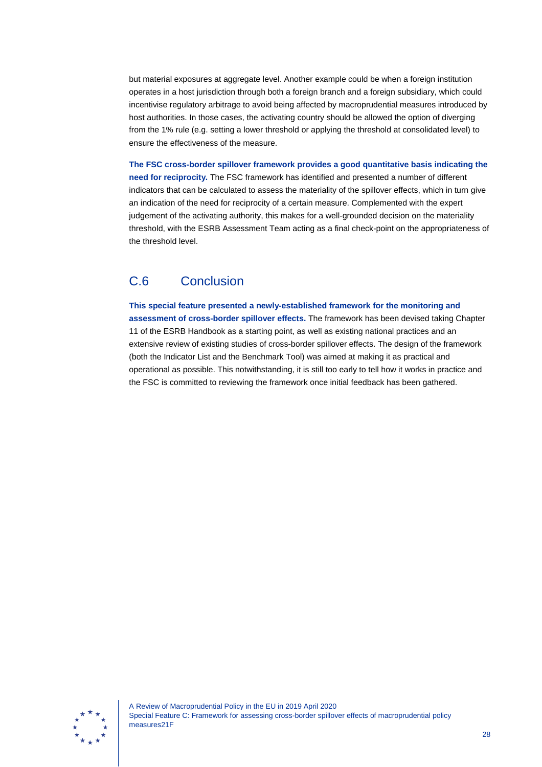but material exposures at aggregate level. Another example could be when a foreign institution operates in a host jurisdiction through both a foreign branch and a foreign subsidiary, which could incentivise regulatory arbitrage to avoid being affected by macroprudential measures introduced by host authorities. In those cases, the activating country should be allowed the option of diverging from the 1% rule (e.g. setting a lower threshold or applying the threshold at consolidated level) to ensure the effectiveness of the measure.

**The FSC cross-border spillover framework provides a good quantitative basis indicating the need for reciprocity.** The FSC framework has identified and presented a number of different indicators that can be calculated to assess the materiality of the spillover effects, which in turn give an indication of the need for reciprocity of a certain measure. Complemented with the expert judgement of the activating authority, this makes for a well-grounded decision on the materiality threshold, with the ESRB Assessment Team acting as a final check-point on the appropriateness of the threshold level.

## C.6 Conclusion

**This special feature presented a newly-established framework for the monitoring and assessment of cross-border spillover effects.** The framework has been devised taking Chapter 11 of the ESRB Handbook as a starting point, as well as existing national practices and an extensive review of existing studies of cross-border spillover effects. The design of the framework (both the Indicator List and the Benchmark Tool) was aimed at making it as practical and operational as possible. This notwithstanding, it is still too early to tell how it works in practice and the FSC is committed to reviewing the framework once initial feedback has been gathered.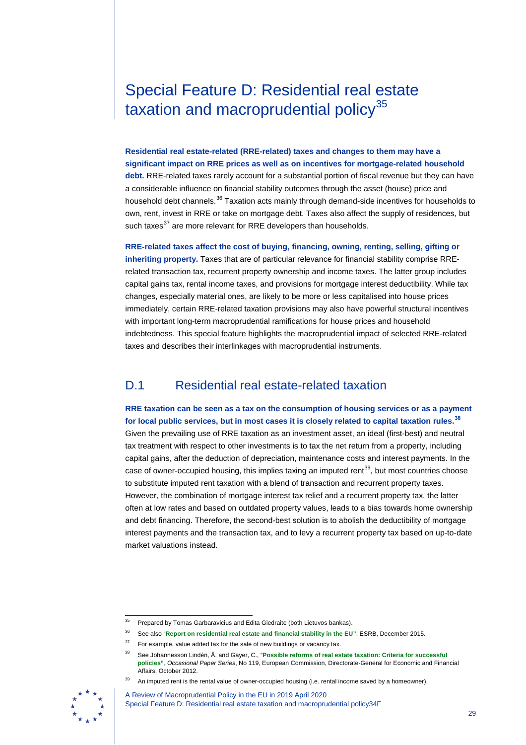# Special Feature D: Residential real estate taxation and macroprudential policy[35]

**Residential real estate-related (RRE-related) taxes and changes to them may have a significant impact on RRE prices as well as on incentives for mortgage-related household debt.** RRE-related taxes rarely account for a substantial portion of fiscal revenue but they can have a considerable influence on financial stability outcomes through the asset (house) price and household debt channels.[36] Taxation acts mainly through demand-side incentives for households to own, rent, invest in RRE or take on mortgage debt. Taxes also affect the supply of residences, but such taxes[37] are more relevant for RRE developers than households.

**RRE-related taxes affect the cost of buying, financing, owning, renting, selling, gifting or inheriting property.** Taxes that are of particular relevance for financial stability comprise RRE-related transaction tax, recurrent property ownership and income taxes. The latter group includes capital gains tax, rental income taxes, and provisions for mortgage interest deductibility. While tax changes, especially material ones, are likely to be more or less capitalised into house prices immediately, certain RRE-related taxation provisions may also have powerful structural incentives with important long-term macroprudential ramifications for house prices and household indebtedness. This special feature highlights the macroprudential impact of selected RRE-related taxes and describes their interlinkages with macroprudential instruments.

## D.1 Residential real estate-related taxation

**RRE taxation can be seen as a tax on the consumption of housing services or as a payment for local public services, but in most cases it is closely related to capital taxation rules.[38]** Given the prevailing use of RRE taxation as an investment asset, an ideal (first-best) and neutral tax treatment with respect to other investments is to tax the net return from a property, including capital gains, after the deduction of depreciation, maintenance costs and interest payments. In the case of owner-occupied housing, this implies taxing an imputed rent[39], but most countries choose to substitute imputed rent taxation with a blend of transaction and recurrent property taxes. However, the combination of mortgage interest tax relief and a recurrent property tax, the latter often at low rates and based on outdated property values, leads to a bias towards home ownership and debt financing. Therefore, the second-best solution is to abolish the deductibility of mortgage interest payments and the transaction tax, and to levy a recurrent property tax based on up-to-date market valuations instead.

---

[35] Prepared by Tomas Garbaravicius and Edita Giedraite (both Lietuvos bankas).

[36] See also "**Report on residential real estate and financial stability in the EU**", ESRB, December 2015.

[37] For example, value added tax for the sale of new buildings or vacancy tax.

[38] See Johannesson Lindén, Å. and Gayer, C., "**Possible reforms of real estate taxation: Criteria for successful policies**", *Occasional Paper Series*, No 119, European Commission, Directorate-General for Economic and Financial Affairs, October 2012.

[39] An imputed rent is the rental value of owner-occupied housing (i.e. rental income saved by a homeowner).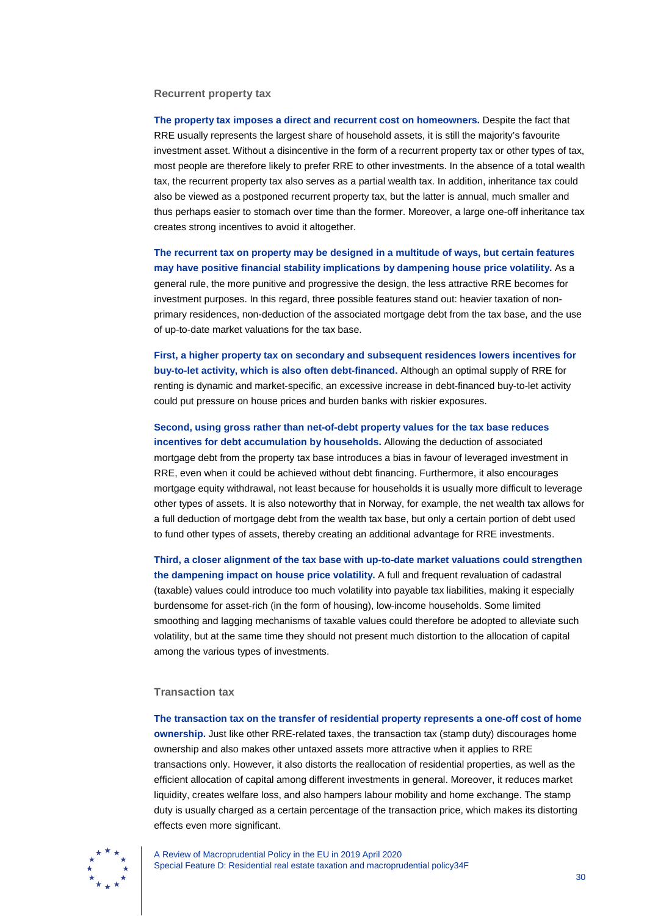### Recurrent property tax

**The property tax imposes a direct and recurrent cost on homeowners.** Despite the fact that RRE usually represents the largest share of household assets, it is still the majority's favourite investment asset. Without a disincentive in the form of a recurrent property tax or other types of tax, most people are therefore likely to prefer RRE to other investments. In the absence of a total wealth tax, the recurrent property tax also serves as a partial wealth tax. In addition, inheritance tax could also be viewed as a postponed recurrent property tax, but the latter is annual, much smaller and thus perhaps easier to stomach over time than the former. Moreover, a large one-off inheritance tax creates strong incentives to avoid it altogether.

**The recurrent tax on property may be designed in a multitude of ways, but certain features may have positive financial stability implications by dampening house price volatility.** As a general rule, the more punitive and progressive the design, the less attractive RRE becomes for investment purposes. In this regard, three possible features stand out: heavier taxation of non-primary residences, non-deduction of the associated mortgage debt from the tax base, and the use of up-to-date market valuations for the tax base.

**First, a higher property tax on secondary and subsequent residences lowers incentives for buy-to-let activity, which is also often debt-financed.** Although an optimal supply of RRE for renting is dynamic and market-specific, an excessive increase in debt-financed buy-to-let activity could put pressure on house prices and burden banks with riskier exposures.

**Second, using gross rather than net-of-debt property values for the tax base reduces incentives for debt accumulation by households.** Allowing the deduction of associated mortgage debt from the property tax base introduces a bias in favour of leveraged investment in RRE, even when it could be achieved without debt financing. Furthermore, it also encourages mortgage equity withdrawal, not least because for households it is usually more difficult to leverage other types of assets. It is also noteworthy that in Norway, for example, the net wealth tax allows for a full deduction of mortgage debt from the wealth tax base, but only a certain portion of debt used to fund other types of assets, thereby creating an additional advantage for RRE investments.

**Third, a closer alignment of the tax base with up-to-date market valuations could strengthen the dampening impact on house price volatility.** A full and frequent revaluation of cadastral (taxable) values could introduce too much volatility into payable tax liabilities, making it especially burdensome for asset-rich (in the form of housing), low-income households. Some limited smoothing and lagging mechanisms of taxable values could therefore be adopted to alleviate such volatility, but at the same time they should not present much distortion to the allocation of capital among the various types of investments.

### Transaction tax

**The transaction tax on the transfer of residential property represents a one-off cost of home ownership.** Just like other RRE-related taxes, the transaction tax (stamp duty) discourages home ownership and also makes other untaxed assets more attractive when it applies to RRE transactions only. However, it also distorts the reallocation of residential properties, as well as the efficient allocation of capital among different investments in general. Moreover, it reduces market liquidity, creates welfare loss, and also hampers labour mobility and home exchange. The stamp duty is usually charged as a certain percentage of the transaction price, which makes its distorting effects even more significant.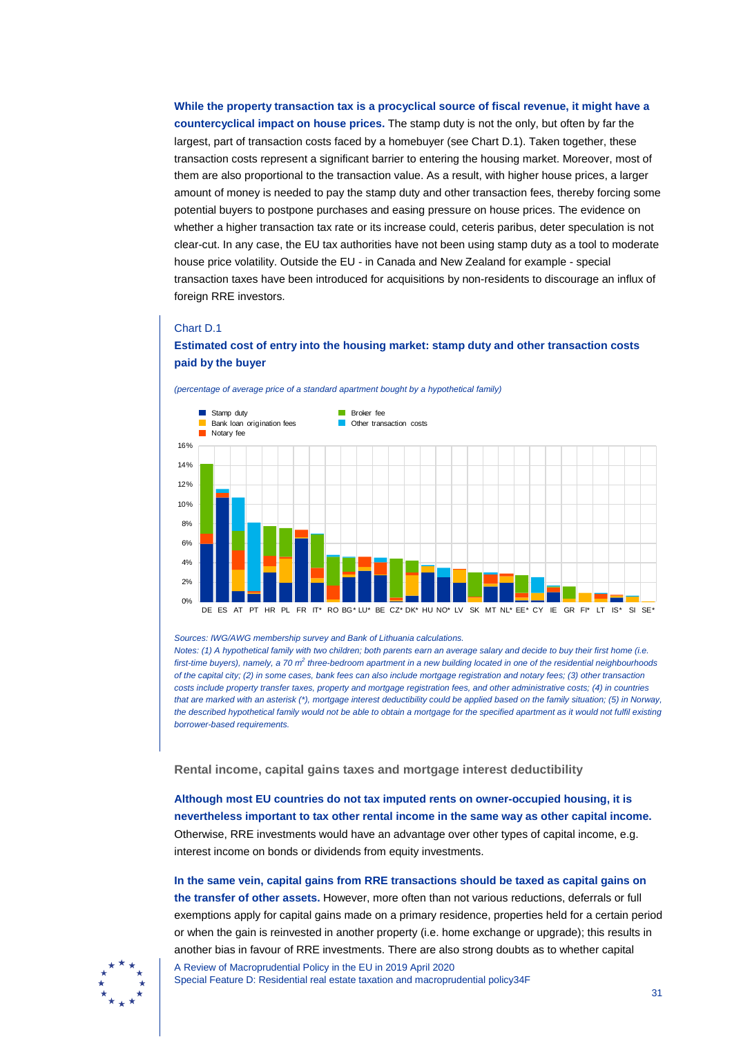**While the property transaction tax is a procyclical source of fiscal revenue, it might have a countercyclical impact on house prices.** The stamp duty is not the only, but often by far the largest, part of transaction costs faced by a homebuyer (see Chart D.1). Taken together, these transaction costs represent a significant barrier to entering the housing market. Moreover, most of them are also proportional to the transaction value. As a result, with higher house prices, a larger amount of money is needed to pay the stamp duty and other transaction fees, thereby forcing some potential buyers to postpone purchases and easing pressure on house prices. The evidence on whether a higher transaction tax rate or its increase could, ceteris paribus, deter speculation is not clear-cut. In any case, the EU tax authorities have not been using stamp duty as a tool to moderate house price volatility. Outside the EU - in Canada and New Zealand for example - special transaction taxes have been introduced for acquisitions by non-residents to discourage an influx of foreign RRE investors.

Chart D.1

**Estimated cost of entry into the housing market: stamp duty and other transaction costs paid by the buyer**

*(percentage of average price of a standard apartment bought by a hypothetical family)*

*Sources: IWG/AWG membership survey and Bank of Lithuania calculations.*
*Notes: (1) A hypothetical family with two children; both parents earn an average salary and decide to buy their first home (i.e. first-time buyers), namely, a 70 m$^2$ three-bedroom apartment in a new building located in one of the residential neighbourhoods of the capital city; (2) in some cases, bank fees can also include mortgage registration and notary fees; (3) other transaction costs include property transfer taxes, property and mortgage registration fees, and other administrative costs; (4) in countries that are marked with an asterisk (*), mortgage interest deductibility could be applied based on the family situation; (5) in Norway, the described hypothetical family would not be able to obtain a mortgage for the specified apartment as it would not fulfil existing borrower-based requirements.*

### Rental income, capital gains taxes and mortgage interest deductibility

**Although most EU countries do not tax imputed rents on owner-occupied housing, it is nevertheless important to tax other rental income in the same way as other capital income.** Otherwise, RRE investments would have an advantage over other types of capital income, e.g. interest income on bonds or dividends from equity investments.

**In the same vein, capital gains from RRE transactions should be taxed as capital gains on the transfer of other assets.** However, more often than not various reductions, deferrals or full exemptions apply for capital gains made on a primary residence, properties held for a certain period or when the gain is reinvested in another property (i.e. home exchange or upgrade); this results in another bias in favour of RRE investments. There are also strong doubts as to whether capital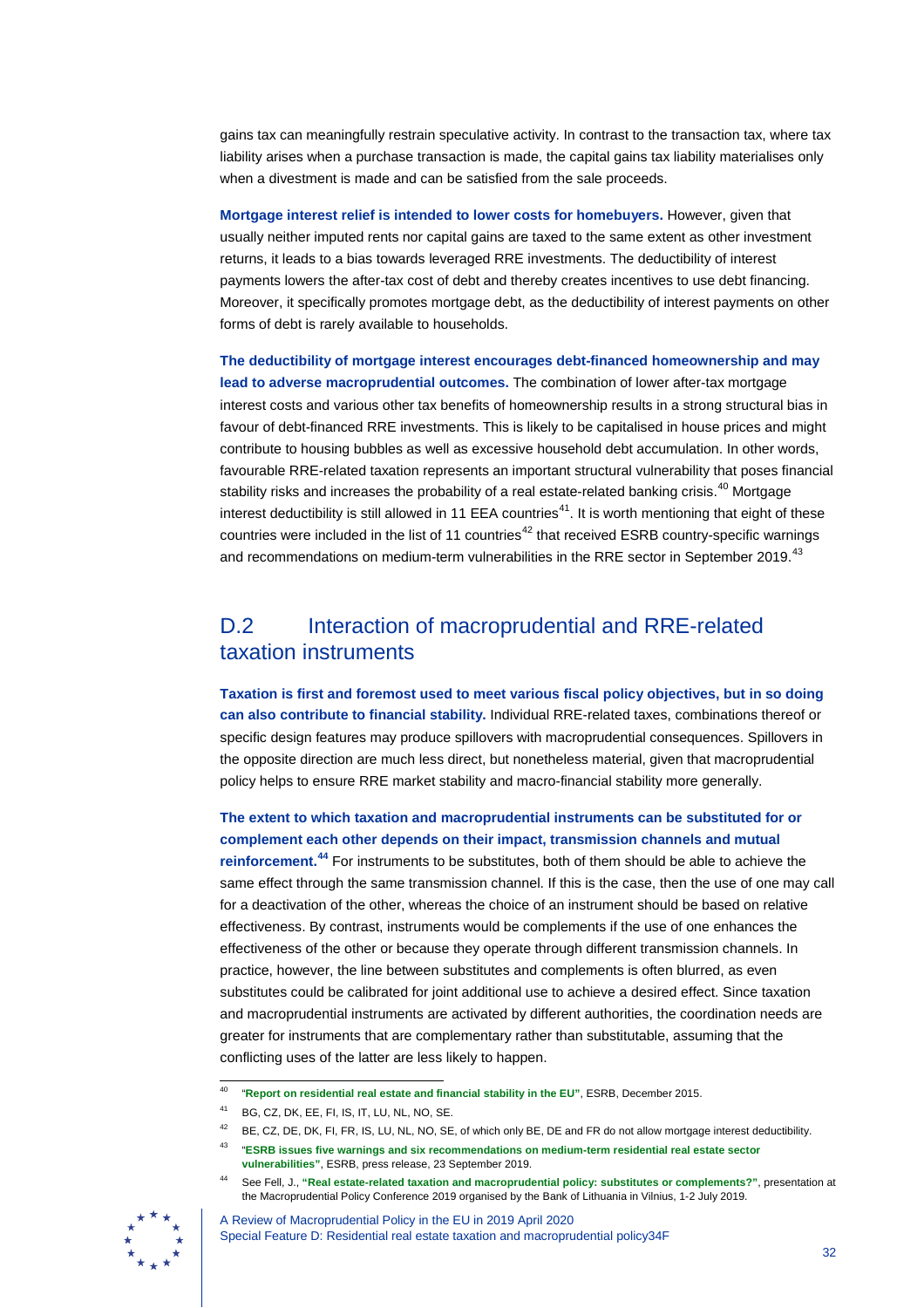gains tax can meaningfully restrain speculative activity. In contrast to the transaction tax, where tax liability arises when a purchase transaction is made, the capital gains tax liability materialises only when a divestment is made and can be satisfied from the sale proceeds.

**Mortgage interest relief is intended to lower costs for homebuyers.** However, given that usually neither imputed rents nor capital gains are taxed to the same extent as other investment returns, it leads to a bias towards leveraged RRE investments. The deductibility of interest payments lowers the after-tax cost of debt and thereby creates incentives to use debt financing. Moreover, it specifically promotes mortgage debt, as the deductibility of interest payments on other forms of debt is rarely available to households.

**The deductibility of mortgage interest encourages debt-financed homeownership and may lead to adverse macroprudential outcomes.** The combination of lower after-tax mortgage interest costs and various other tax benefits of homeownership results in a strong structural bias in favour of debt-financed RRE investments. This is likely to be capitalised in house prices and might contribute to housing bubbles as well as excessive household debt accumulation. In other words, favourable RRE-related taxation represents an important structural vulnerability that poses financial stability risks and increases the probability of a real estate-related banking crisis.[40] Mortgage interest deductibility is still allowed in 11 EEA countries[41]. It is worth mentioning that eight of these countries were included in the list of 11 countries[42] that received ESRB country-specific warnings and recommendations on medium-term vulnerabilities in the RRE sector in September 2019.[43]

## D.2 Interaction of macroprudential and RRE-related taxation instruments

**Taxation is first and foremost used to meet various fiscal policy objectives, but in so doing can also contribute to financial stability.** Individual RRE-related taxes, combinations thereof or specific design features may produce spillovers with macroprudential consequences. Spillovers in the opposite direction are much less direct, but nonetheless material, given that macroprudential policy helps to ensure RRE market stability and macro-financial stability more generally.

**The extent to which taxation and macroprudential instruments can be substituted for or complement each other depends on their impact, transmission channels and mutual reinforcement.[44]** For instruments to be substitutes, both of them should be able to achieve the same effect through the same transmission channel. If this is the case, then the use of one may call for a deactivation of the other, whereas the choice of an instrument should be based on relative effectiveness. By contrast, instruments would be complements if the use of one enhances the effectiveness of the other or because they operate through different transmission channels. In practice, however, the line between substitutes and complements is often blurred, as even substitutes could be calibrated for joint additional use to achieve a desired effect. Since taxation and macroprudential instruments are activated by different authorities, the coordination needs are greater for instruments that are complementary rather than substitutable, assuming that the conflicting uses of the latter are less likely to happen.

---

[40] "**Report on residential real estate and financial stability in the EU**", ESRB, December 2015.

[41] BG, CZ, DK, EE, FI, IS, IT, LU, NL, NO, SE.

[42] BE, CZ, DE, DK, FI, FR, IS, LU, NL, NO, SE, of which only BE, DE and FR do not allow mortgage interest deductibility.

[43] "**ESRB issues five warnings and six recommendations on medium-term residential real estate sector vulnerabilities**", ESRB, press release, 23 September 2019.

[44] See Fell, J., **"Real estate-related taxation and macroprudential policy: substitutes or complements?"**, presentation at the Macroprudential Policy Conference 2019 organised by the Bank of Lithuania in Vilnius, 1-2 July 2019.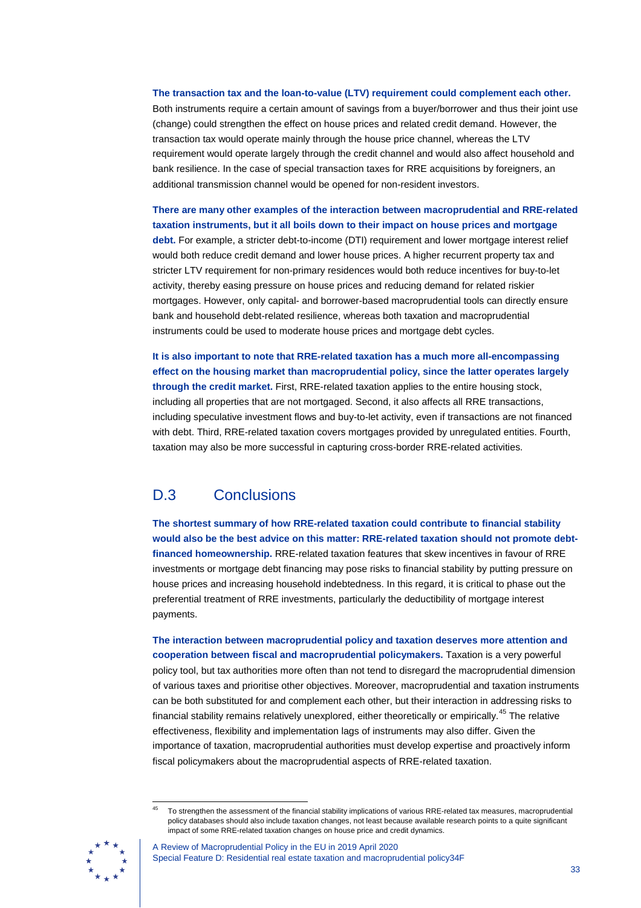**The transaction tax and the loan-to-value (LTV) requirement could complement each other.** Both instruments require a certain amount of savings from a buyer/borrower and thus their joint use (change) could strengthen the effect on house prices and related credit demand. However, the transaction tax would operate mainly through the house price channel, whereas the LTV requirement would operate largely through the credit channel and would also affect household and bank resilience. In the case of special transaction taxes for RRE acquisitions by foreigners, an additional transmission channel would be opened for non-resident investors.

**There are many other examples of the interaction between macroprudential and RRE-related taxation instruments, but it all boils down to their impact on house prices and mortgage debt.** For example, a stricter debt-to-income (DTI) requirement and lower mortgage interest relief would both reduce credit demand and lower house prices. A higher recurrent property tax and stricter LTV requirement for non-primary residences would both reduce incentives for buy-to-let activity, thereby easing pressure on house prices and reducing demand for related riskier mortgages. However, only capital- and borrower-based macroprudential tools can directly ensure bank and household debt-related resilience, whereas both taxation and macroprudential instruments could be used to moderate house prices and mortgage debt cycles.

**It is also important to note that RRE-related taxation has a much more all-encompassing effect on the housing market than macroprudential policy, since the latter operates largely through the credit market.** First, RRE-related taxation applies to the entire housing stock, including all properties that are not mortgaged. Second, it also affects all RRE transactions, including speculative investment flows and buy-to-let activity, even if transactions are not financed with debt. Third, RRE-related taxation covers mortgages provided by unregulated entities. Fourth, taxation may also be more successful in capturing cross-border RRE-related activities.

## D.3 Conclusions

**The shortest summary of how RRE-related taxation could contribute to financial stability would also be the best advice on this matter: RRE-related taxation should not promote debt-financed homeownership.** RRE-related taxation features that skew incentives in favour of RRE investments or mortgage debt financing may pose risks to financial stability by putting pressure on house prices and increasing household indebtedness. In this regard, it is critical to phase out the preferential treatment of RRE investments, particularly the deductibility of mortgage interest payments.

**The interaction between macroprudential policy and taxation deserves more attention and cooperation between fiscal and macroprudential policymakers.** Taxation is a very powerful policy tool, but tax authorities more often than not tend to disregard the macroprudential dimension of various taxes and prioritise other objectives. Moreover, macroprudential and taxation instruments can be both substituted for and complement each other, but their interaction in addressing risks to financial stability remains relatively unexplored, either theoretically or empirically.[45] The relative effectiveness, flexibility and implementation lags of instruments may also differ. Given the importance of taxation, macroprudential authorities must develop expertise and proactively inform fiscal policymakers about the macroprudential aspects of RRE-related taxation.

[45] To strengthen the assessment of the financial stability implications of various RRE-related tax measures, macroprudential policy databases should also include taxation changes, not least because available research points to a quite significant impact of some RRE-related taxation changes on house price and credit dynamics.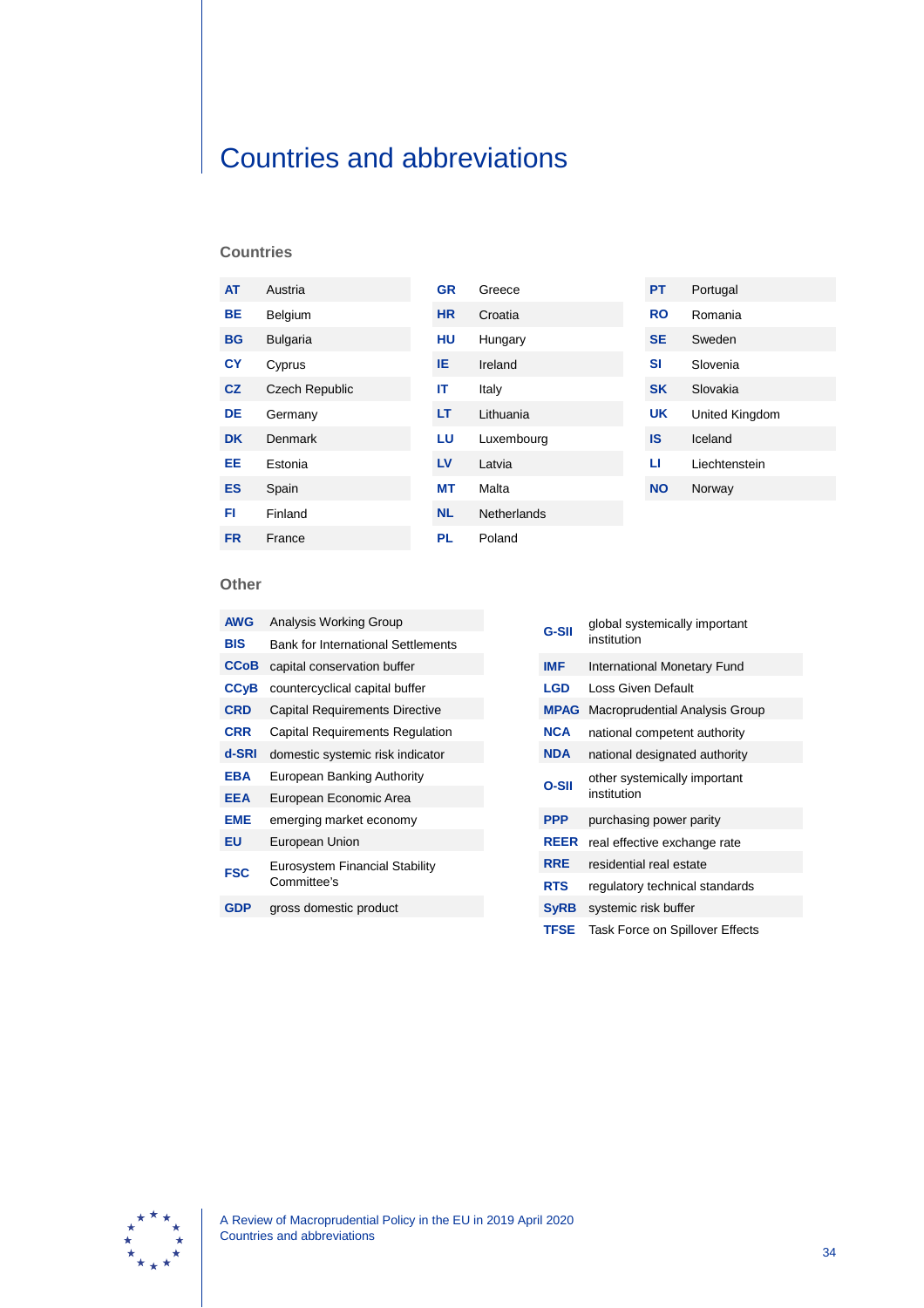# Countries and abbreviations

## Countries

| | | | | | |
|---|---|---|---|---|---|
| AT | Austria | GR | Greece | PT | Portugal |
| BE | Belgium | HR | Croatia | RO | Romania |
| BG | Bulgaria | HU | Hungary | SE | Sweden |
| CY | Cyprus | IE | Ireland | SI | Slovenia |
| CZ | Czech Republic | IT | Italy | SK | Slovakia |
| DE | Germany | LT | Lithuania | UK | United Kingdom |
| DK | Denmark | LU | Luxembourg | IS | Iceland |
| EE | Estonia | LV | Latvia | LI | Liechtenstein |
| ES | Spain | MT | Malta | NO | Norway |
| FI | Finland | NL | Netherlands | | |
| FR | France | PL | Poland | | |

## Other

| | |
|---|---|
| AWG | Analysis Working Group |
| BIS | Bank for International Settlements |
| CCoB | capital conservation buffer |
| CCyB | countercyclical capital buffer |
| CRD | Capital Requirements Directive |
| CRR | Capital Requirements Regulation |
| d-SRI | domestic systemic risk indicator |
| EBA | European Banking Authority |
| EEA | European Economic Area |
| EME | emerging market economy |
| EU | European Union |
| FSC | Eurosystem Financial Stability Committee's |
| GDP | gross domestic product |
| G-SII | global systemically important institution |
| IMF | International Monetary Fund |
| LGD | Loss Given Default |
| MPAG | Macroprudential Analysis Group |
| NCA | national competent authority |
| NDA | national designated authority |
| O-SII | other systemically important institution |
| PPP | purchasing power parity |
| REER | real effective exchange rate |
| RRE | residential real estate |
| RTS | regulatory technical standards |
| SyRB | systemic risk buffer |
| TFSE | Task Force on Spillover Effects |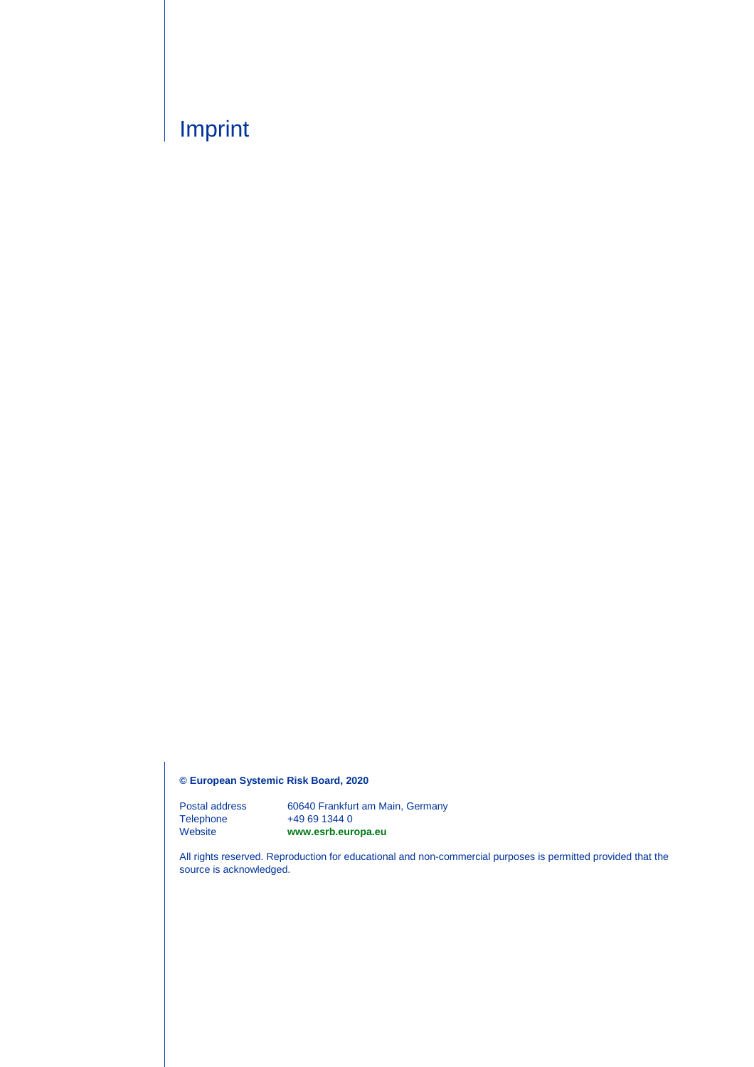# Imprint

**© European Systemic Risk Board, 2020**

| | |
|---|---|
| Postal address | 60640 Frankfurt am Main, Germany |
| Telephone | +49 69 1344 0 |
| Website | **www.esrb.europa.eu** |

All rights reserved. Reproduction for educational and non-commercial purposes is permitted provided that the source is acknowledged.